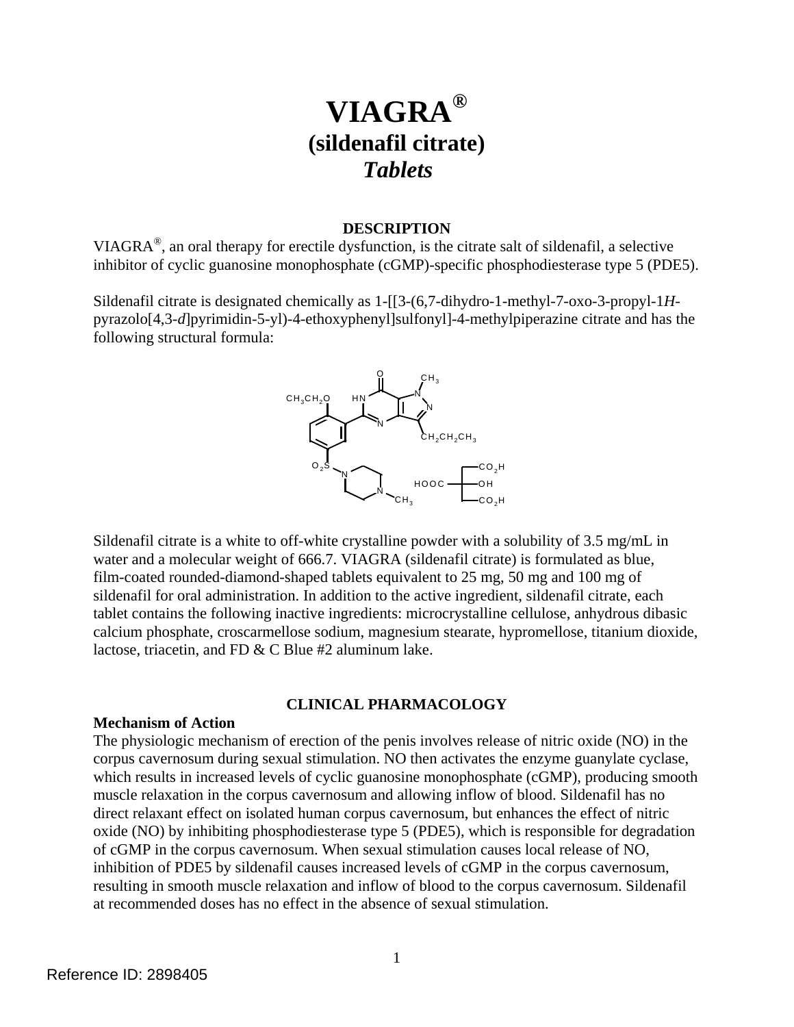# VIAGRA®
## (sildenafil citrate)
## *Tablets*

### DESCRIPTION

VIAGRA®, an oral therapy for erectile dysfunction, is the citrate salt of sildenafil, a selective inhibitor of cyclic guanosine monophosphate (cGMP)-specific phosphodiesterase type 5 (PDE5).

Sildenafil citrate is designated chemically as 1-[[3-(6,7-dihydro-1-methyl-7-oxo-3-propyl-1*H*-pyrazolo[4,3-*d*]pyrimidin-5-yl)-4-ethoxyphenyl]sulfonyl]-4-methylpiperazine citrate and has the following structural formula:

Sildenafil citrate is a white to off-white crystalline powder with a solubility of 3.5 mg/mL in water and a molecular weight of 666.7. VIAGRA (sildenafil citrate) is formulated as blue, film-coated rounded-diamond-shaped tablets equivalent to 25 mg, 50 mg and 100 mg of sildenafil for oral administration. In addition to the active ingredient, sildenafil citrate, each tablet contains the following inactive ingredients: microcrystalline cellulose, anhydrous dibasic calcium phosphate, croscarmellose sodium, magnesium stearate, hypromellose, titanium dioxide, lactose, triacetin, and FD & C Blue #2 aluminum lake.

### CLINICAL PHARMACOLOGY

**Mechanism of Action**

The physiologic mechanism of erection of the penis involves release of nitric oxide (NO) in the corpus cavernosum during sexual stimulation. NO then activates the enzyme guanylate cyclase, which results in increased levels of cyclic guanosine monophosphate (cGMP), producing smooth muscle relaxation in the corpus cavernosum and allowing inflow of blood. Sildenafil has no direct relaxant effect on isolated human corpus cavernosum, but enhances the effect of nitric oxide (NO) by inhibiting phosphodiesterase type 5 (PDE5), which is responsible for degradation of cGMP in the corpus cavernosum. When sexual stimulation causes local release of NO, inhibition of PDE5 by sildenafil causes increased levels of cGMP in the corpus cavernosum, resulting in smooth muscle relaxation and inflow of blood to the corpus cavernosum. Sildenafil at recommended doses has no effect in the absence of sexual stimulation.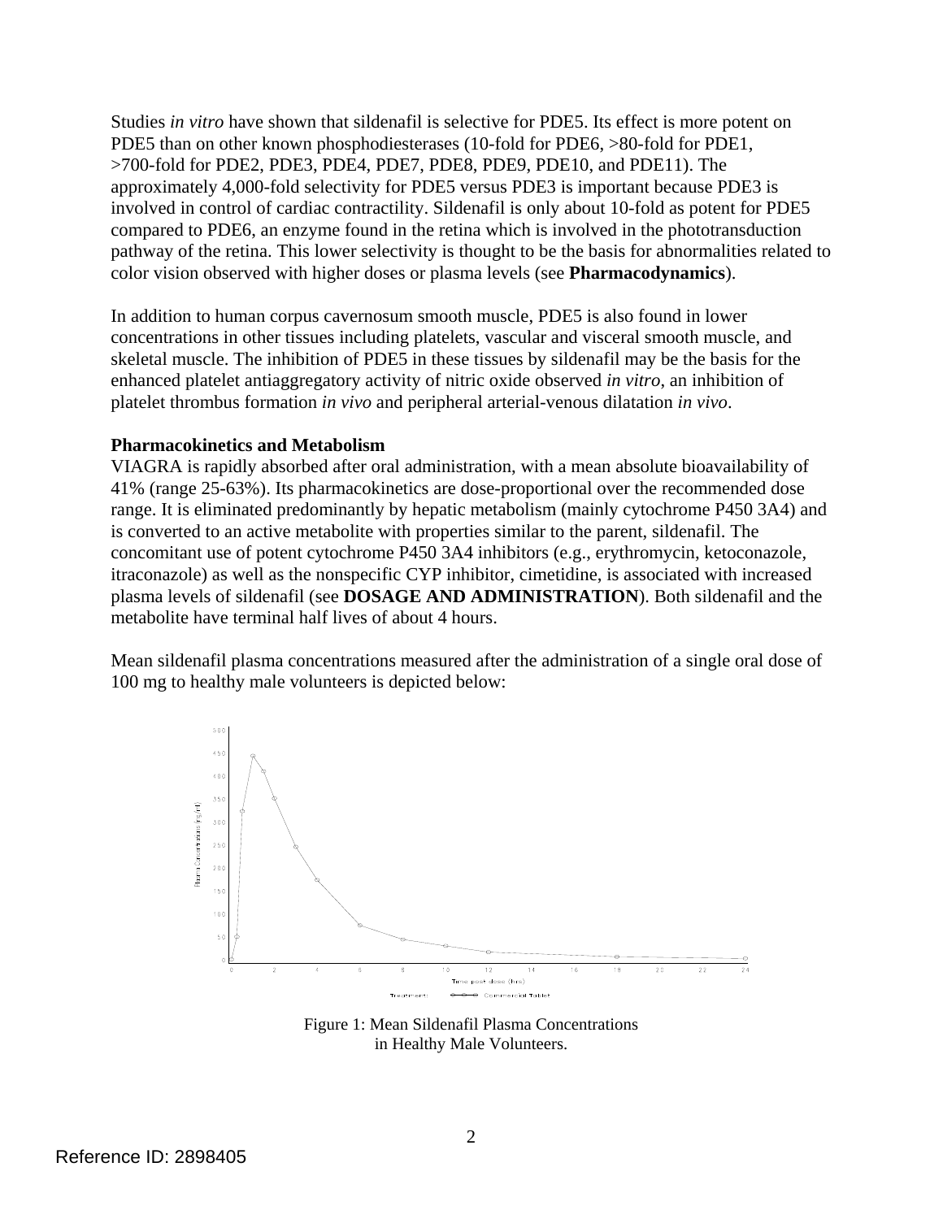Studies *in vitro* have shown that sildenafil is selective for PDE5. Its effect is more potent on PDE5 than on other known phosphodiesterases (10-fold for PDE6, >80-fold for PDE1, >700-fold for PDE2, PDE3, PDE4, PDE7, PDE8, PDE9, PDE10, and PDE11). The approximately 4,000-fold selectivity for PDE5 versus PDE3 is important because PDE3 is involved in control of cardiac contractility. Sildenafil is only about 10-fold as potent for PDE5 compared to PDE6, an enzyme found in the retina which is involved in the phototransduction pathway of the retina. This lower selectivity is thought to be the basis for abnormalities related to color vision observed with higher doses or plasma levels (see **Pharmacodynamics**).

In addition to human corpus cavernosum smooth muscle, PDE5 is also found in lower concentrations in other tissues including platelets, vascular and visceral smooth muscle, and skeletal muscle. The inhibition of PDE5 in these tissues by sildenafil may be the basis for the enhanced platelet antiaggregatory activity of nitric oxide observed *in vitro*, an inhibition of platelet thrombus formation *in vivo* and peripheral arterial-venous dilatation *in vivo*.

**Pharmacokinetics and Metabolism**

VIAGRA is rapidly absorbed after oral administration, with a mean absolute bioavailability of 41% (range 25-63%). Its pharmacokinetics are dose-proportional over the recommended dose range. It is eliminated predominantly by hepatic metabolism (mainly cytochrome P450 3A4) and is converted to an active metabolite with properties similar to the parent, sildenafil. The concomitant use of potent cytochrome P450 3A4 inhibitors (e.g., erythromycin, ketoconazole, itraconazole) as well as the nonspecific CYP inhibitor, cimetidine, is associated with increased plasma levels of sildenafil (see **DOSAGE AND ADMINISTRATION**). Both sildenafil and the metabolite have terminal half lives of about 4 hours.

Mean sildenafil plasma concentrations measured after the administration of a single oral dose of 100 mg to healthy male volunteers is depicted below:

Figure 1: Mean Sildenafil Plasma Concentrations in Healthy Male Volunteers.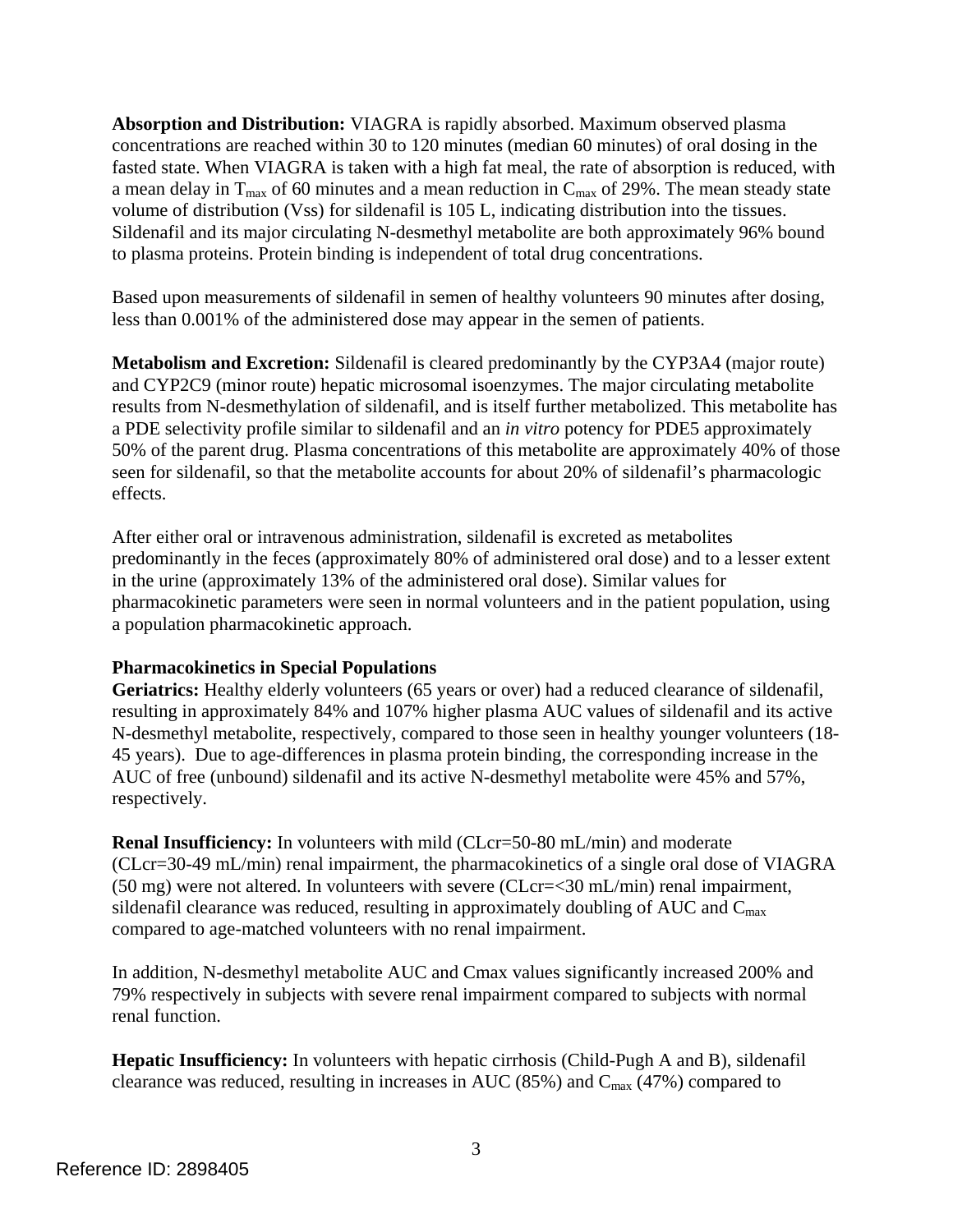**Absorption and Distribution:** VIAGRA is rapidly absorbed. Maximum observed plasma concentrations are reached within 30 to 120 minutes (median 60 minutes) of oral dosing in the fasted state. When VIAGRA is taken with a high fat meal, the rate of absorption is reduced, with a mean delay in $T_{max}$ of 60 minutes and a mean reduction in $C_{max}$ of 29%. The mean steady state volume of distribution (Vss) for sildenafil is 105 L, indicating distribution into the tissues. Sildenafil and its major circulating N-desmethyl metabolite are both approximately 96% bound to plasma proteins. Protein binding is independent of total drug concentrations.

Based upon measurements of sildenafil in semen of healthy volunteers 90 minutes after dosing, less than 0.001% of the administered dose may appear in the semen of patients.

**Metabolism and Excretion:** Sildenafil is cleared predominantly by the CYP3A4 (major route) and CYP2C9 (minor route) hepatic microsomal isoenzymes. The major circulating metabolite results from N-desmethylation of sildenafil, and is itself further metabolized. This metabolite has a PDE selectivity profile similar to sildenafil and an *in vitro* potency for PDE5 approximately 50% of the parent drug. Plasma concentrations of this metabolite are approximately 40% of those seen for sildenafil, so that the metabolite accounts for about 20% of sildenafil's pharmacologic effects.

After either oral or intravenous administration, sildenafil is excreted as metabolites predominantly in the feces (approximately 80% of administered oral dose) and to a lesser extent in the urine (approximately 13% of the administered oral dose). Similar values for pharmacokinetic parameters were seen in normal volunteers and in the patient population, using a population pharmacokinetic approach.

**Pharmacokinetics in Special Populations**

**Geriatrics:** Healthy elderly volunteers (65 years or over) had a reduced clearance of sildenafil, resulting in approximately 84% and 107% higher plasma AUC values of sildenafil and its active N-desmethyl metabolite, respectively, compared to those seen in healthy younger volunteers (18-45 years). Due to age-differences in plasma protein binding, the corresponding increase in the AUC of free (unbound) sildenafil and its active N-desmethyl metabolite were 45% and 57%, respectively.

**Renal Insufficiency:** In volunteers with mild (CLcr=50-80 mL/min) and moderate (CLcr=30-49 mL/min) renal impairment, the pharmacokinetics of a single oral dose of VIAGRA (50 mg) were not altered. In volunteers with severe (CLcr=<30 mL/min) renal impairment, sildenafil clearance was reduced, resulting in approximately doubling of AUC and $C_{max}$ compared to age-matched volunteers with no renal impairment.

In addition, N-desmethyl metabolite AUC and Cmax values significantly increased 200% and 79% respectively in subjects with severe renal impairment compared to subjects with normal renal function.

**Hepatic Insufficiency:** In volunteers with hepatic cirrhosis (Child-Pugh A and B), sildenafil clearance was reduced, resulting in increases in AUC (85%) and $C_{max}$ (47%) compared to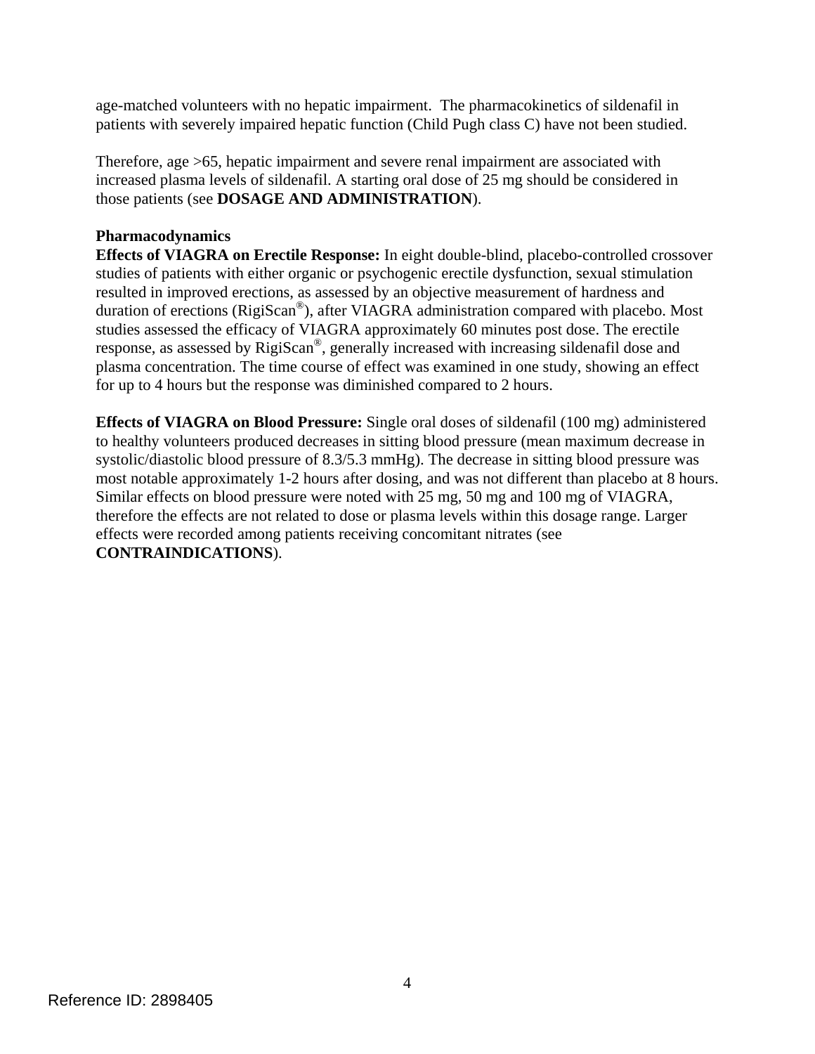age-matched volunteers with no hepatic impairment. The pharmacokinetics of sildenafil in patients with severely impaired hepatic function (Child Pugh class C) have not been studied.

Therefore, age >65, hepatic impairment and severe renal impairment are associated with increased plasma levels of sildenafil. A starting oral dose of 25 mg should be considered in those patients (see **DOSAGE AND ADMINISTRATION**).

**Pharmacodynamics**

**Effects of VIAGRA on Erectile Response:** In eight double-blind, placebo-controlled crossover studies of patients with either organic or psychogenic erectile dysfunction, sexual stimulation resulted in improved erections, as assessed by an objective measurement of hardness and duration of erections (RigiScan®), after VIAGRA administration compared with placebo. Most studies assessed the efficacy of VIAGRA approximately 60 minutes post dose. The erectile response, as assessed by RigiScan®, generally increased with increasing sildenafil dose and plasma concentration. The time course of effect was examined in one study, showing an effect for up to 4 hours but the response was diminished compared to 2 hours.

**Effects of VIAGRA on Blood Pressure:** Single oral doses of sildenafil (100 mg) administered to healthy volunteers produced decreases in sitting blood pressure (mean maximum decrease in systolic/diastolic blood pressure of 8.3/5.3 mmHg). The decrease in sitting blood pressure was most notable approximately 1-2 hours after dosing, and was not different than placebo at 8 hours. Similar effects on blood pressure were noted with 25 mg, 50 mg and 100 mg of VIAGRA, therefore the effects are not related to dose or plasma levels within this dosage range. Larger effects were recorded among patients receiving concomitant nitrates (see **CONTRAINDICATIONS**).

Reference ID: 2898405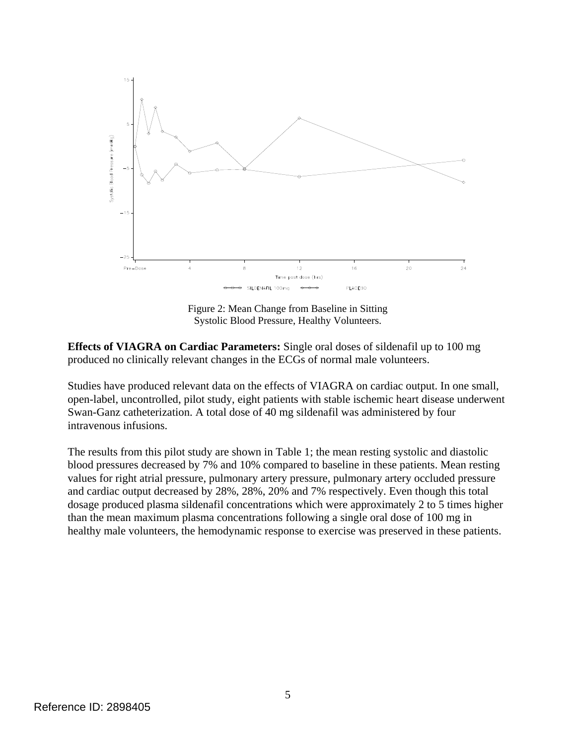Figure 2: Mean Change from Baseline in Sitting Systolic Blood Pressure, Healthy Volunteers.

**Effects of VIAGRA on Cardiac Parameters:** Single oral doses of sildenafil up to 100 mg produced no clinically relevant changes in the ECGs of normal male volunteers.

Studies have produced relevant data on the effects of VIAGRA on cardiac output. In one small, open-label, uncontrolled, pilot study, eight patients with stable ischemic heart disease underwent Swan-Ganz catheterization. A total dose of 40 mg sildenafil was administered by four intravenous infusions.

The results from this pilot study are shown in Table 1; the mean resting systolic and diastolic blood pressures decreased by 7% and 10% compared to baseline in these patients. Mean resting values for right atrial pressure, pulmonary artery pressure, pulmonary artery occluded pressure and cardiac output decreased by 28%, 28%, 20% and 7% respectively. Even though this total dosage produced plasma sildenafil concentrations which were approximately 2 to 5 times higher than the mean maximum plasma concentrations following a single oral dose of 100 mg in healthy male volunteers, the hemodynamic response to exercise was preserved in these patients.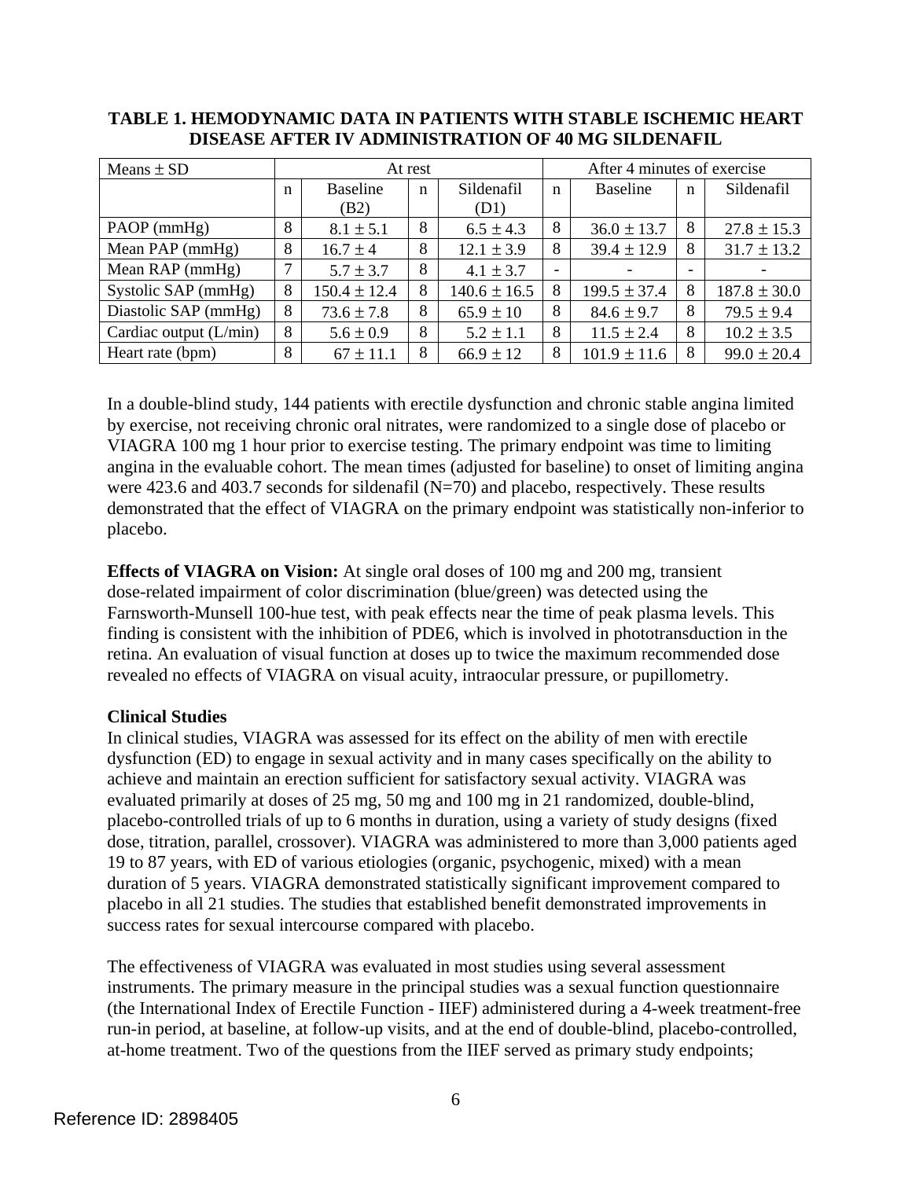**TABLE 1. HEMODYNAMIC DATA IN PATIENTS WITH STABLE ISCHEMIC HEART DISEASE AFTER IV ADMINISTRATION OF 40 MG SILDENAFIL**

| Means ± SD | At rest | | | | After 4 minutes of exercise | | | |
|---|---|---|---|---|---|---|---|---|
| | n | Baseline (B2) | n | Sildenafil (D1) | n | Baseline | n | Sildenafil |
| PAOP (mmHg) | 8 | 8.1 ± 5.1 | 8 | 6.5 ± 4.3 | 8 | 36.0 ± 13.7 | 8 | 27.8 ± 15.3 |
| Mean PAP (mmHg) | 8 | 16.7 ± 4 | 8 | 12.1 ± 3.9 | 8 | 39.4 ± 12.9 | 8 | 31.7 ± 13.2 |
| Mean RAP (mmHg) | 7 | 5.7 ± 3.7 | 8 | 4.1 ± 3.7 | - | - | - | - |
| Systolic SAP (mmHg) | 8 | 150.4 ± 12.4 | 8 | 140.6 ± 16.5 | 8 | 199.5 ± 37.4 | 8 | 187.8 ± 30.0 |
| Diastolic SAP (mmHg) | 8 | 73.6 ± 7.8 | 8 | 65.9 ± 10 | 8 | 84.6 ± 9.7 | 8 | 79.5 ± 9.4 |
| Cardiac output (L/min) | 8 | 5.6 ± 0.9 | 8 | 5.2 ± 1.1 | 8 | 11.5 ± 2.4 | 8 | 10.2 ± 3.5 |
| Heart rate (bpm) | 8 | 67 ± 11.1 | 8 | 66.9 ± 12 | 8 | 101.9 ± 11.6 | 8 | 99.0 ± 20.4 |

In a double-blind study, 144 patients with erectile dysfunction and chronic stable angina limited by exercise, not receiving chronic oral nitrates, were randomized to a single dose of placebo or VIAGRA 100 mg 1 hour prior to exercise testing. The primary endpoint was time to limiting angina in the evaluable cohort. The mean times (adjusted for baseline) to onset of limiting angina were 423.6 and 403.7 seconds for sildenafil (N=70) and placebo, respectively. These results demonstrated that the effect of VIAGRA on the primary endpoint was statistically non-inferior to placebo.

**Effects of VIAGRA on Vision:** At single oral doses of 100 mg and 200 mg, transient dose-related impairment of color discrimination (blue/green) was detected using the Farnsworth-Munsell 100-hue test, with peak effects near the time of peak plasma levels. This finding is consistent with the inhibition of PDE6, which is involved in phototransduction in the retina. An evaluation of visual function at doses up to twice the maximum recommended dose revealed no effects of VIAGRA on visual acuity, intraocular pressure, or pupillometry.

**Clinical Studies**

In clinical studies, VIAGRA was assessed for its effect on the ability of men with erectile dysfunction (ED) to engage in sexual activity and in many cases specifically on the ability to achieve and maintain an erection sufficient for satisfactory sexual activity. VIAGRA was evaluated primarily at doses of 25 mg, 50 mg and 100 mg in 21 randomized, double-blind, placebo-controlled trials of up to 6 months in duration, using a variety of study designs (fixed dose, titration, parallel, crossover). VIAGRA was administered to more than 3,000 patients aged 19 to 87 years, with ED of various etiologies (organic, psychogenic, mixed) with a mean duration of 5 years. VIAGRA demonstrated statistically significant improvement compared to placebo in all 21 studies. The studies that established benefit demonstrated improvements in success rates for sexual intercourse compared with placebo.

The effectiveness of VIAGRA was evaluated in most studies using several assessment instruments. The primary measure in the principal studies was a sexual function questionnaire (the International Index of Erectile Function - IIEF) administered during a 4-week treatment-free run-in period, at baseline, at follow-up visits, and at the end of double-blind, placebo-controlled, at-home treatment. Two of the questions from the IIEF served as primary study endpoints;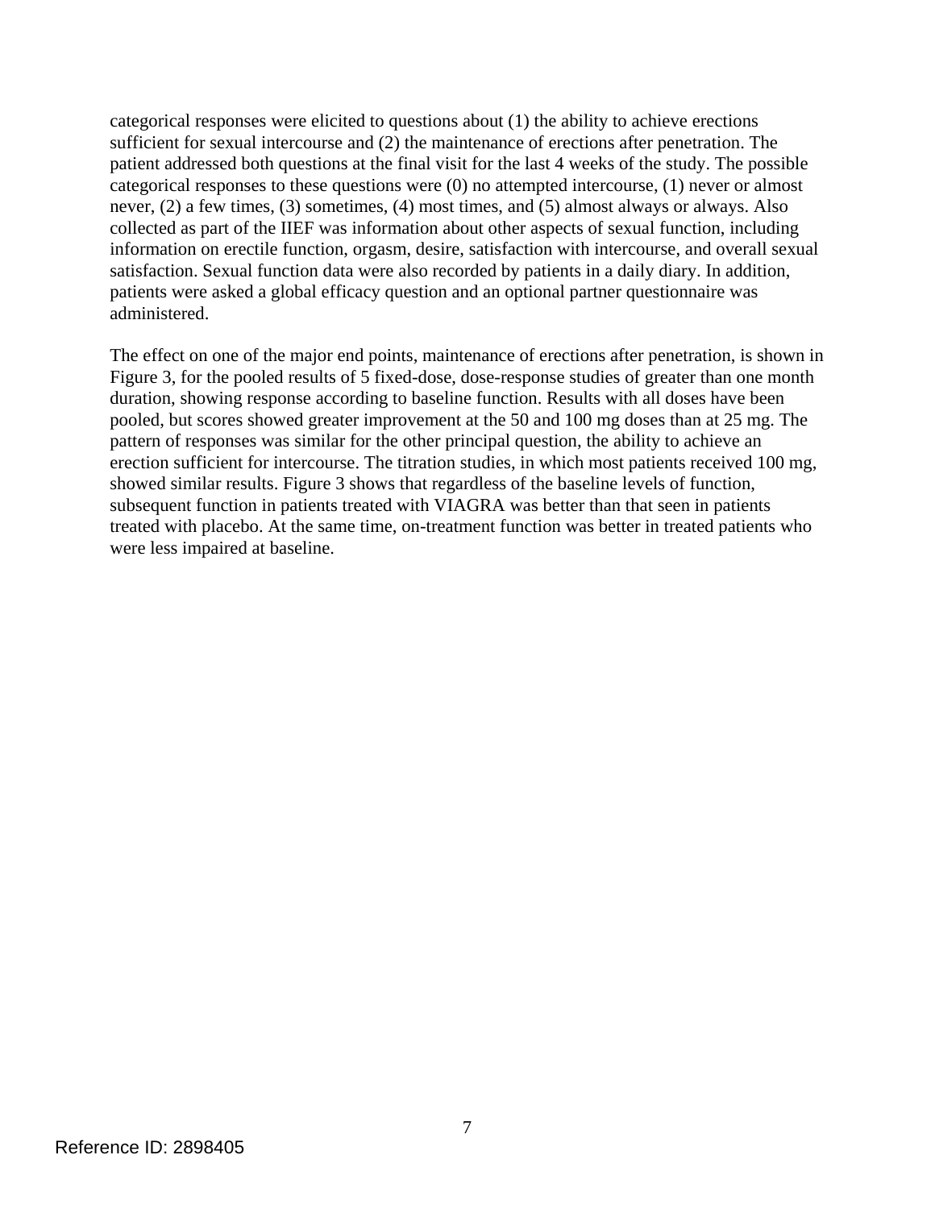categorical responses were elicited to questions about (1) the ability to achieve erections sufficient for sexual intercourse and (2) the maintenance of erections after penetration. The patient addressed both questions at the final visit for the last 4 weeks of the study. The possible categorical responses to these questions were (0) no attempted intercourse, (1) never or almost never, (2) a few times, (3) sometimes, (4) most times, and (5) almost always or always. Also collected as part of the IIEF was information about other aspects of sexual function, including information on erectile function, orgasm, desire, satisfaction with intercourse, and overall sexual satisfaction. Sexual function data were also recorded by patients in a daily diary. In addition, patients were asked a global efficacy question and an optional partner questionnaire was administered.

The effect on one of the major end points, maintenance of erections after penetration, is shown in Figure 3, for the pooled results of 5 fixed-dose, dose-response studies of greater than one month duration, showing response according to baseline function. Results with all doses have been pooled, but scores showed greater improvement at the 50 and 100 mg doses than at 25 mg. The pattern of responses was similar for the other principal question, the ability to achieve an erection sufficient for intercourse. The titration studies, in which most patients received 100 mg, showed similar results. Figure 3 shows that regardless of the baseline levels of function, subsequent function in patients treated with VIAGRA was better than that seen in patients treated with placebo. At the same time, on-treatment function was better in treated patients who were less impaired at baseline.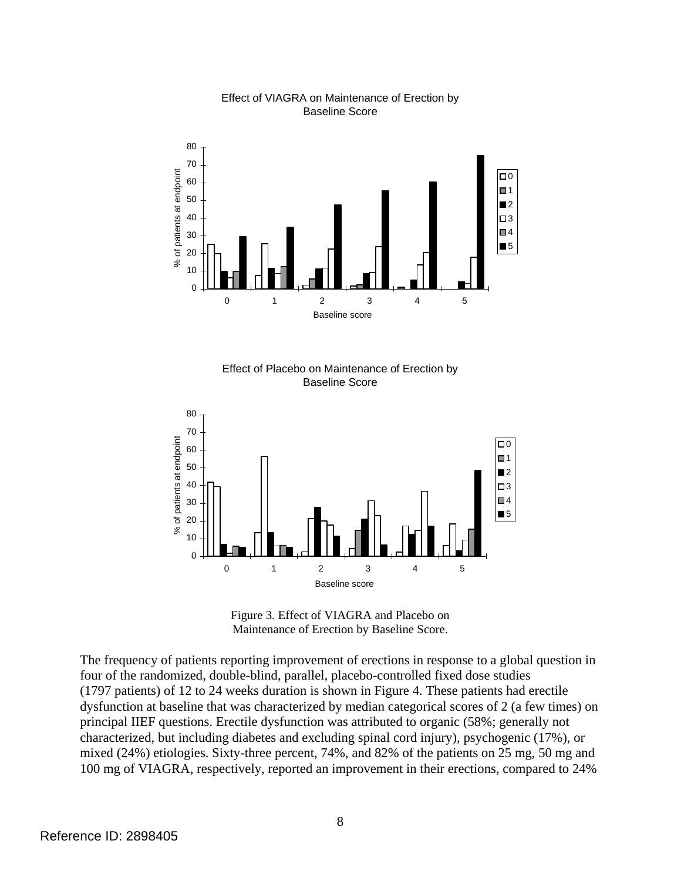Effect of VIAGRA on Maintenance of Erection by Baseline Score

Effect of Placebo on Maintenance of Erection by Baseline Score

Figure 3. Effect of VIAGRA and Placebo on Maintenance of Erection by Baseline Score.

The frequency of patients reporting improvement of erections in response to a global question in four of the randomized, double-blind, parallel, placebo-controlled fixed dose studies (1797 patients) of 12 to 24 weeks duration is shown in Figure 4. These patients had erectile dysfunction at baseline that was characterized by median categorical scores of 2 (a few times) on principal IIEF questions. Erectile dysfunction was attributed to organic (58%; generally not characterized, but including diabetes and excluding spinal cord injury), psychogenic (17%), or mixed (24%) etiologies. Sixty-three percent, 74%, and 82% of the patients on 25 mg, 50 mg and 100 mg of VIAGRA, respectively, reported an improvement in their erections, compared to 24%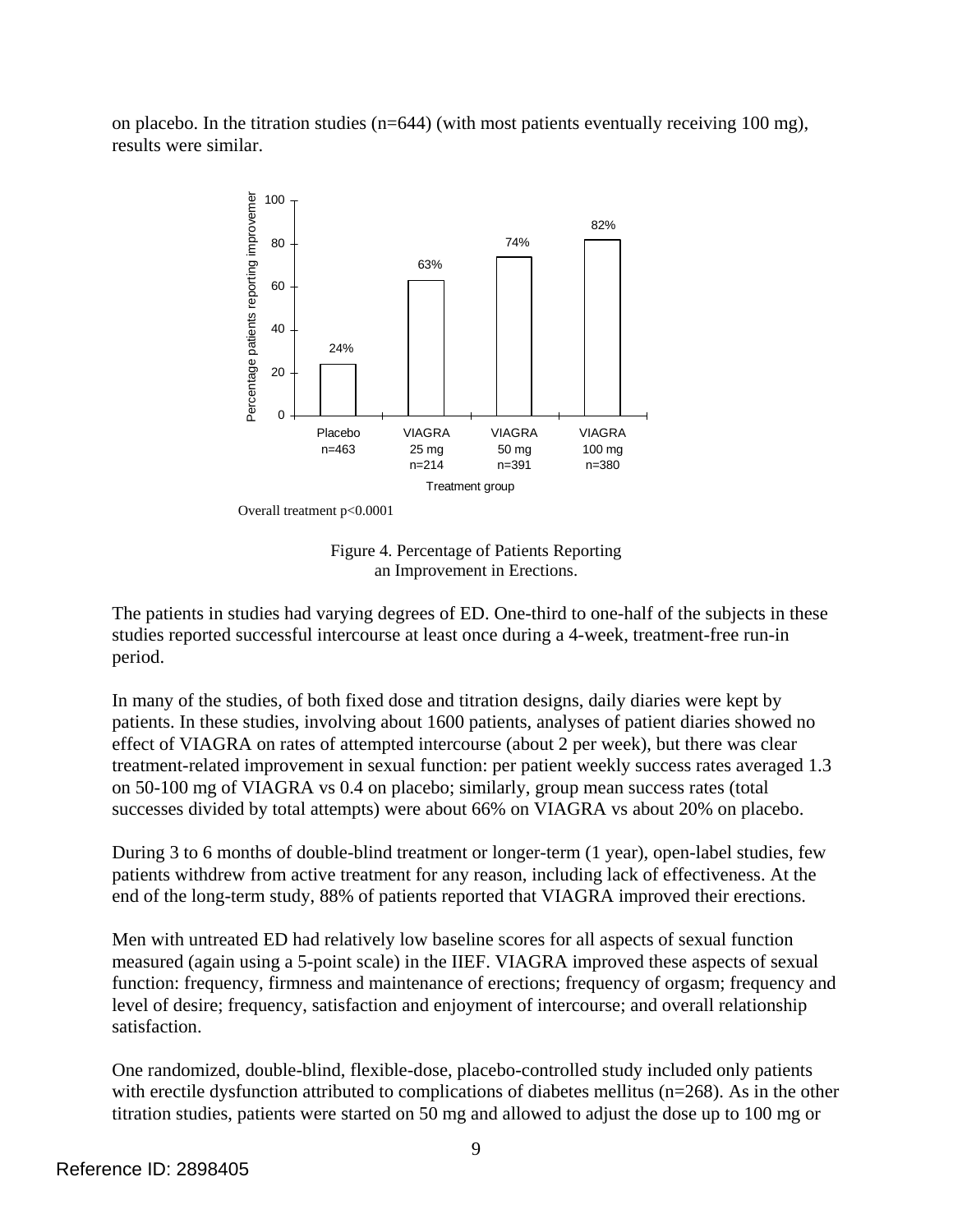on placebo. In the titration studies (n=644) (with most patients eventually receiving 100 mg), results were similar.

Overall treatment p<0.0001

Figure 4. Percentage of Patients Reporting an Improvement in Erections.

The patients in studies had varying degrees of ED. One-third to one-half of the subjects in these studies reported successful intercourse at least once during a 4-week, treatment-free run-in period.

In many of the studies, of both fixed dose and titration designs, daily diaries were kept by patients. In these studies, involving about 1600 patients, analyses of patient diaries showed no effect of VIAGRA on rates of attempted intercourse (about 2 per week), but there was clear treatment-related improvement in sexual function: per patient weekly success rates averaged 1.3 on 50-100 mg of VIAGRA vs 0.4 on placebo; similarly, group mean success rates (total successes divided by total attempts) were about 66% on VIAGRA vs about 20% on placebo.

During 3 to 6 months of double-blind treatment or longer-term (1 year), open-label studies, few patients withdrew from active treatment for any reason, including lack of effectiveness. At the end of the long-term study, 88% of patients reported that VIAGRA improved their erections.

Men with untreated ED had relatively low baseline scores for all aspects of sexual function measured (again using a 5-point scale) in the IIEF. VIAGRA improved these aspects of sexual function: frequency, firmness and maintenance of erections; frequency of orgasm; frequency and level of desire; frequency, satisfaction and enjoyment of intercourse; and overall relationship satisfaction.

One randomized, double-blind, flexible-dose, placebo-controlled study included only patients with erectile dysfunction attributed to complications of diabetes mellitus (n=268). As in the other titration studies, patients were started on 50 mg and allowed to adjust the dose up to 100 mg or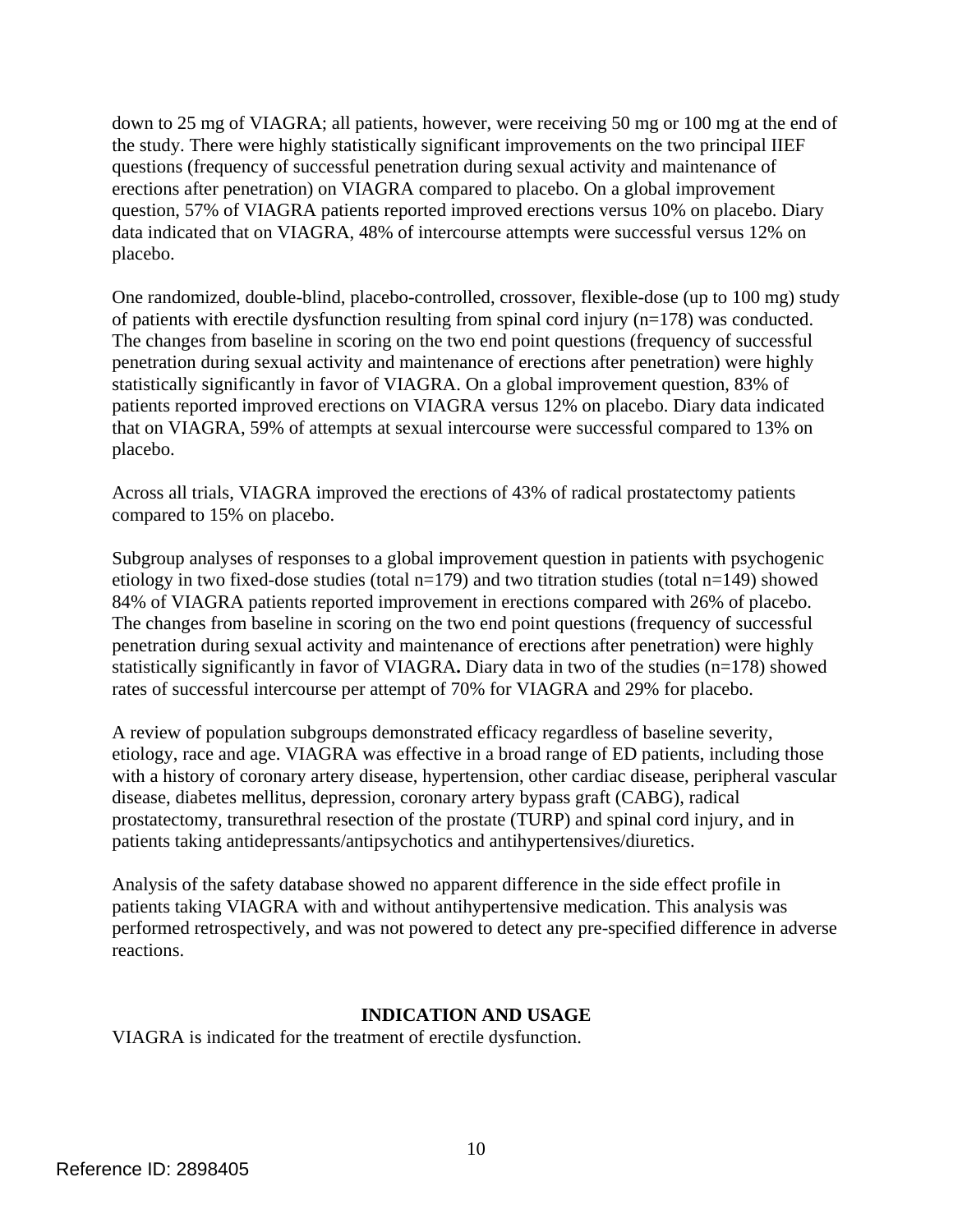down to 25 mg of VIAGRA; all patients, however, were receiving 50 mg or 100 mg at the end of the study. There were highly statistically significant improvements on the two principal IIEF questions (frequency of successful penetration during sexual activity and maintenance of erections after penetration) on VIAGRA compared to placebo. On a global improvement question, 57% of VIAGRA patients reported improved erections versus 10% on placebo. Diary data indicated that on VIAGRA, 48% of intercourse attempts were successful versus 12% on placebo.

One randomized, double-blind, placebo-controlled, crossover, flexible-dose (up to 100 mg) study of patients with erectile dysfunction resulting from spinal cord injury (n=178) was conducted. The changes from baseline in scoring on the two end point questions (frequency of successful penetration during sexual activity and maintenance of erections after penetration) were highly statistically significantly in favor of VIAGRA. On a global improvement question, 83% of patients reported improved erections on VIAGRA versus 12% on placebo. Diary data indicated that on VIAGRA, 59% of attempts at sexual intercourse were successful compared to 13% on placebo.

Across all trials, VIAGRA improved the erections of 43% of radical prostatectomy patients compared to 15% on placebo.

Subgroup analyses of responses to a global improvement question in patients with psychogenic etiology in two fixed-dose studies (total n=179) and two titration studies (total n=149) showed 84% of VIAGRA patients reported improvement in erections compared with 26% of placebo. The changes from baseline in scoring on the two end point questions (frequency of successful penetration during sexual activity and maintenance of erections after penetration) were highly statistically significantly in favor of VIAGRA**.** Diary data in two of the studies (n=178) showed rates of successful intercourse per attempt of 70% for VIAGRA and 29% for placebo.

A review of population subgroups demonstrated efficacy regardless of baseline severity, etiology, race and age. VIAGRA was effective in a broad range of ED patients, including those with a history of coronary artery disease, hypertension, other cardiac disease, peripheral vascular disease, diabetes mellitus, depression, coronary artery bypass graft (CABG), radical prostatectomy, transurethral resection of the prostate (TURP) and spinal cord injury, and in patients taking antidepressants/antipsychotics and antihypertensives/diuretics.

Analysis of the safety database showed no apparent difference in the side effect profile in patients taking VIAGRA with and without antihypertensive medication. This analysis was performed retrospectively, and was not powered to detect any pre-specified difference in adverse reactions.

## INDICATION AND USAGE

VIAGRA is indicated for the treatment of erectile dysfunction.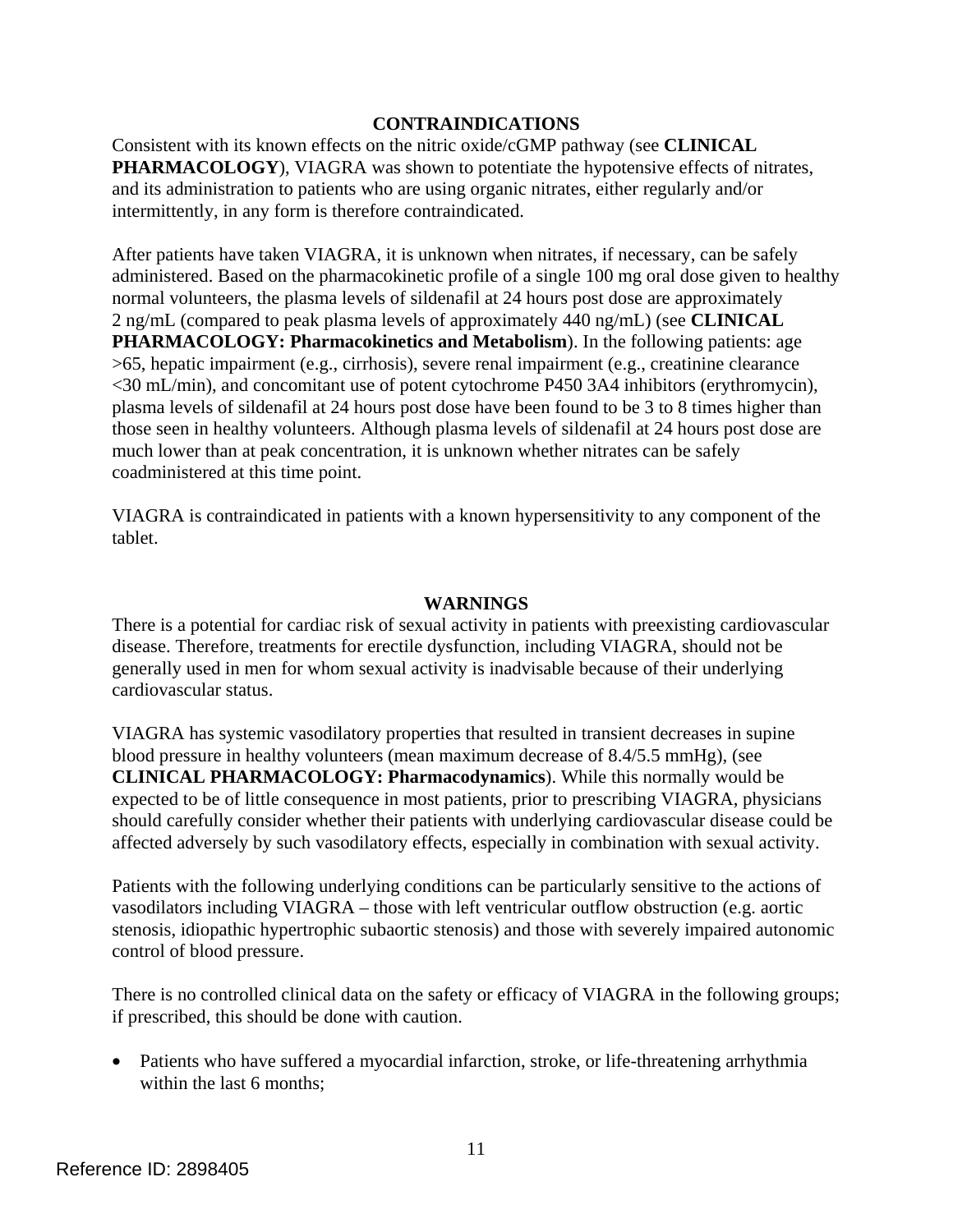## CONTRAINDICATIONS

Consistent with its known effects on the nitric oxide/cGMP pathway (see **CLINICAL PHARMACOLOGY**), VIAGRA was shown to potentiate the hypotensive effects of nitrates, and its administration to patients who are using organic nitrates, either regularly and/or intermittently, in any form is therefore contraindicated.

After patients have taken VIAGRA, it is unknown when nitrates, if necessary, can be safely administered. Based on the pharmacokinetic profile of a single 100 mg oral dose given to healthy normal volunteers, the plasma levels of sildenafil at 24 hours post dose are approximately 2 ng/mL (compared to peak plasma levels of approximately 440 ng/mL) (see **CLINICAL PHARMACOLOGY: Pharmacokinetics and Metabolism**). In the following patients: age >65, hepatic impairment (e.g., cirrhosis), severe renal impairment (e.g., creatinine clearance <30 mL/min), and concomitant use of potent cytochrome P450 3A4 inhibitors (erythromycin), plasma levels of sildenafil at 24 hours post dose have been found to be 3 to 8 times higher than those seen in healthy volunteers. Although plasma levels of sildenafil at 24 hours post dose are much lower than at peak concentration, it is unknown whether nitrates can be safely coadministered at this time point.

VIAGRA is contraindicated in patients with a known hypersensitivity to any component of the tablet.

## WARNINGS

There is a potential for cardiac risk of sexual activity in patients with preexisting cardiovascular disease. Therefore, treatments for erectile dysfunction, including VIAGRA, should not be generally used in men for whom sexual activity is inadvisable because of their underlying cardiovascular status.

VIAGRA has systemic vasodilatory properties that resulted in transient decreases in supine blood pressure in healthy volunteers (mean maximum decrease of 8.4/5.5 mmHg), (see **CLINICAL PHARMACOLOGY: Pharmacodynamics**). While this normally would be expected to be of little consequence in most patients, prior to prescribing VIAGRA, physicians should carefully consider whether their patients with underlying cardiovascular disease could be affected adversely by such vasodilatory effects, especially in combination with sexual activity.

Patients with the following underlying conditions can be particularly sensitive to the actions of vasodilators including VIAGRA – those with left ventricular outflow obstruction (e.g. aortic stenosis, idiopathic hypertrophic subaortic stenosis) and those with severely impaired autonomic control of blood pressure.

There is no controlled clinical data on the safety or efficacy of VIAGRA in the following groups; if prescribed, this should be done with caution.

- Patients who have suffered a myocardial infarction, stroke, or life-threatening arrhythmia within the last 6 months;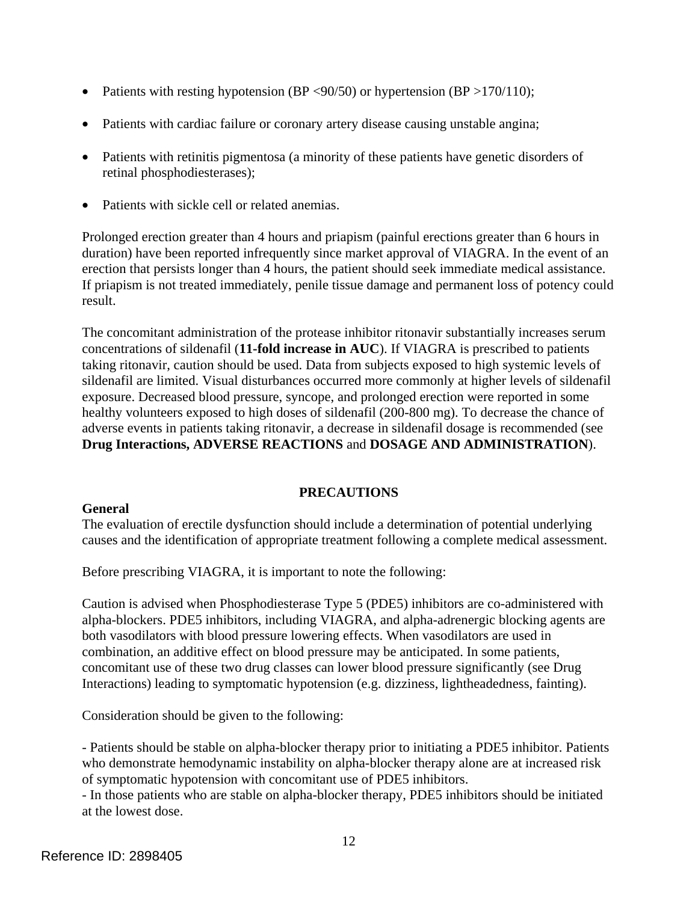- Patients with resting hypotension (BP <90/50) or hypertension (BP >170/110);
- Patients with cardiac failure or coronary artery disease causing unstable angina;
- Patients with retinitis pigmentosa (a minority of these patients have genetic disorders of retinal phosphodiesterases);
- Patients with sickle cell or related anemias.

Prolonged erection greater than 4 hours and priapism (painful erections greater than 6 hours in duration) have been reported infrequently since market approval of VIAGRA. In the event of an erection that persists longer than 4 hours, the patient should seek immediate medical assistance. If priapism is not treated immediately, penile tissue damage and permanent loss of potency could result.

The concomitant administration of the protease inhibitor ritonavir substantially increases serum concentrations of sildenafil (**11-fold increase in AUC**). If VIAGRA is prescribed to patients taking ritonavir, caution should be used. Data from subjects exposed to high systemic levels of sildenafil are limited. Visual disturbances occurred more commonly at higher levels of sildenafil exposure. Decreased blood pressure, syncope, and prolonged erection were reported in some healthy volunteers exposed to high doses of sildenafil (200-800 mg). To decrease the chance of adverse events in patients taking ritonavir, a decrease in sildenafil dosage is recommended (see **Drug Interactions, ADVERSE REACTIONS** and **DOSAGE AND ADMINISTRATION**).

## PRECAUTIONS

### General

The evaluation of erectile dysfunction should include a determination of potential underlying causes and the identification of appropriate treatment following a complete medical assessment.

Before prescribing VIAGRA, it is important to note the following:

Caution is advised when Phosphodiesterase Type 5 (PDE5) inhibitors are co-administered with alpha-blockers. PDE5 inhibitors, including VIAGRA, and alpha-adrenergic blocking agents are both vasodilators with blood pressure lowering effects. When vasodilators are used in combination, an additive effect on blood pressure may be anticipated. In some patients, concomitant use of these two drug classes can lower blood pressure significantly (see Drug Interactions) leading to symptomatic hypotension (e.g. dizziness, lightheadedness, fainting).

Consideration should be given to the following:

- Patients should be stable on alpha-blocker therapy prior to initiating a PDE5 inhibitor. Patients who demonstrate hemodynamic instability on alpha-blocker therapy alone are at increased risk of symptomatic hypotension with concomitant use of PDE5 inhibitors.
- In those patients who are stable on alpha-blocker therapy, PDE5 inhibitors should be initiated at the lowest dose.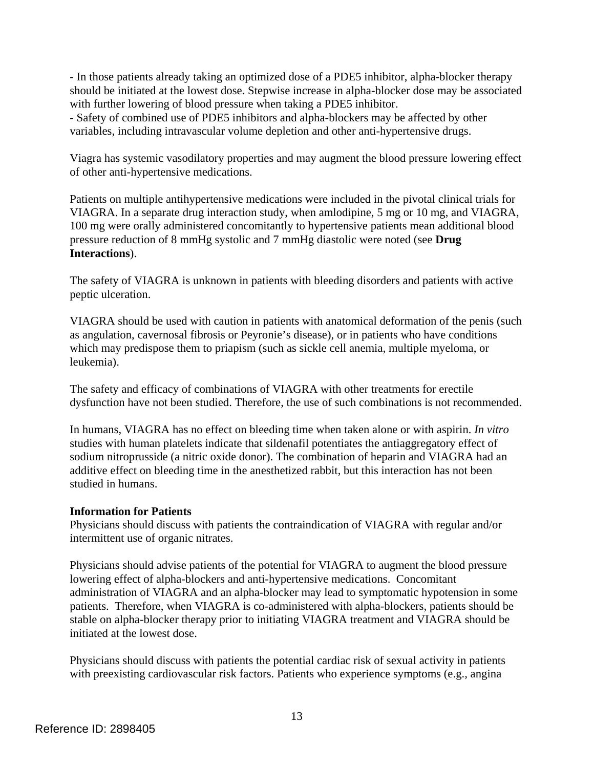- In those patients already taking an optimized dose of a PDE5 inhibitor, alpha-blocker therapy should be initiated at the lowest dose. Stepwise increase in alpha-blocker dose may be associated with further lowering of blood pressure when taking a PDE5 inhibitor.
- Safety of combined use of PDE5 inhibitors and alpha-blockers may be affected by other variables, including intravascular volume depletion and other anti-hypertensive drugs.

Viagra has systemic vasodilatory properties and may augment the blood pressure lowering effect of other anti-hypertensive medications.

Patients on multiple antihypertensive medications were included in the pivotal clinical trials for VIAGRA. In a separate drug interaction study, when amlodipine, 5 mg or 10 mg, and VIAGRA, 100 mg were orally administered concomitantly to hypertensive patients mean additional blood pressure reduction of 8 mmHg systolic and 7 mmHg diastolic were noted (see **Drug Interactions**).

The safety of VIAGRA is unknown in patients with bleeding disorders and patients with active peptic ulceration.

VIAGRA should be used with caution in patients with anatomical deformation of the penis (such as angulation, cavernosal fibrosis or Peyronie's disease), or in patients who have conditions which may predispose them to priapism (such as sickle cell anemia, multiple myeloma, or leukemia).

The safety and efficacy of combinations of VIAGRA with other treatments for erectile dysfunction have not been studied. Therefore, the use of such combinations is not recommended.

In humans, VIAGRA has no effect on bleeding time when taken alone or with aspirin. *In vitro* studies with human platelets indicate that sildenafil potentiates the antiaggregatory effect of sodium nitroprusside (a nitric oxide donor). The combination of heparin and VIAGRA had an additive effect on bleeding time in the anesthetized rabbit, but this interaction has not been studied in humans.

**Information for Patients**

Physicians should discuss with patients the contraindication of VIAGRA with regular and/or intermittent use of organic nitrates.

Physicians should advise patients of the potential for VIAGRA to augment the blood pressure lowering effect of alpha-blockers and anti-hypertensive medications. Concomitant administration of VIAGRA and an alpha-blocker may lead to symptomatic hypotension in some patients. Therefore, when VIAGRA is co-administered with alpha-blockers, patients should be stable on alpha-blocker therapy prior to initiating VIAGRA treatment and VIAGRA should be initiated at the lowest dose.

Physicians should discuss with patients the potential cardiac risk of sexual activity in patients with preexisting cardiovascular risk factors. Patients who experience symptoms (e.g., angina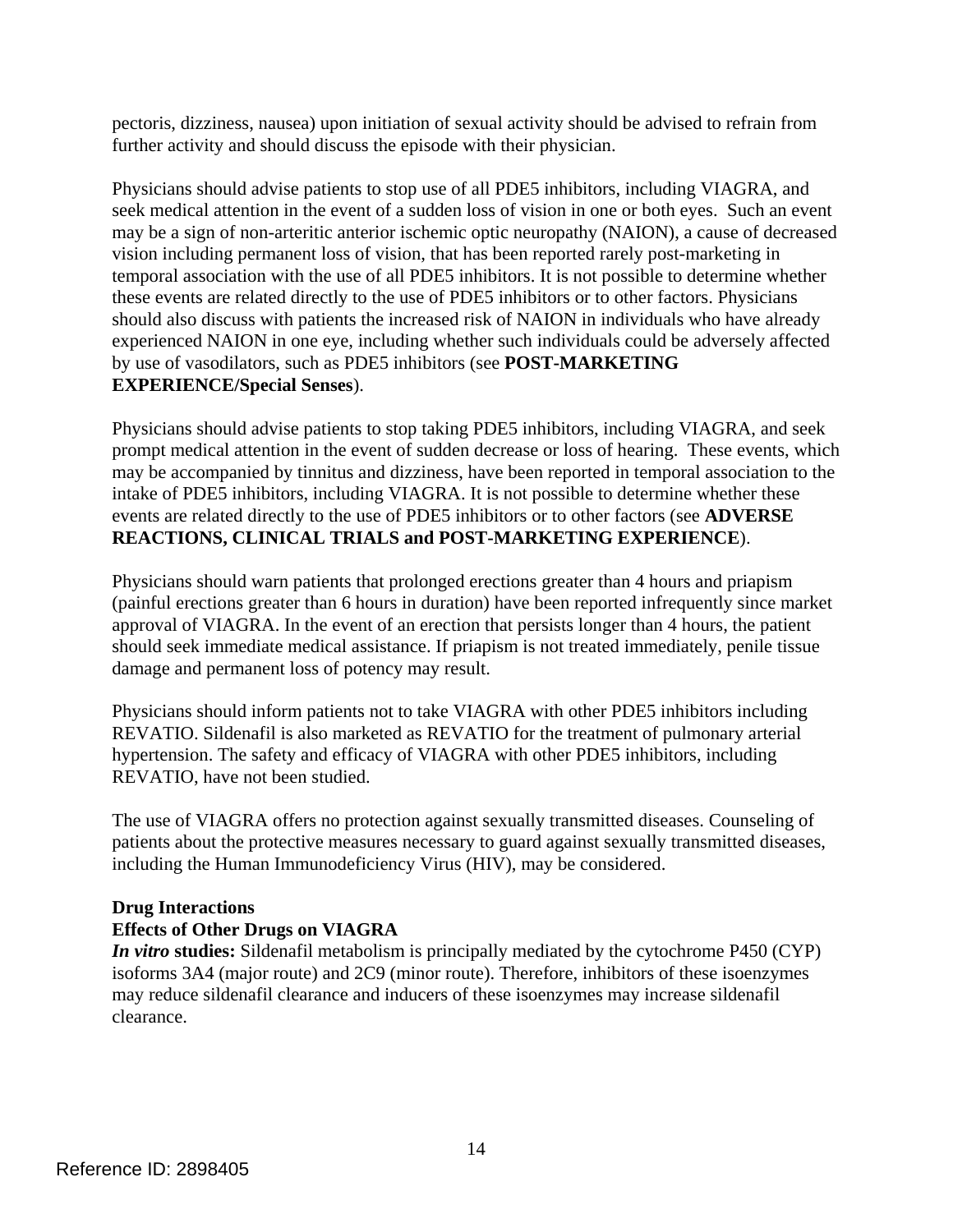pectoris, dizziness, nausea) upon initiation of sexual activity should be advised to refrain from further activity and should discuss the episode with their physician.

Physicians should advise patients to stop use of all PDE5 inhibitors, including VIAGRA, and seek medical attention in the event of a sudden loss of vision in one or both eyes. Such an event may be a sign of non-arteritic anterior ischemic optic neuropathy (NAION), a cause of decreased vision including permanent loss of vision, that has been reported rarely post-marketing in temporal association with the use of all PDE5 inhibitors. It is not possible to determine whether these events are related directly to the use of PDE5 inhibitors or to other factors. Physicians should also discuss with patients the increased risk of NAION in individuals who have already experienced NAION in one eye, including whether such individuals could be adversely affected by use of vasodilators, such as PDE5 inhibitors (see **POST-MARKETING EXPERIENCE/Special Senses**).

Physicians should advise patients to stop taking PDE5 inhibitors, including VIAGRA, and seek prompt medical attention in the event of sudden decrease or loss of hearing. These events, which may be accompanied by tinnitus and dizziness, have been reported in temporal association to the intake of PDE5 inhibitors, including VIAGRA. It is not possible to determine whether these events are related directly to the use of PDE5 inhibitors or to other factors (see **ADVERSE REACTIONS, CLINICAL TRIALS and POST-MARKETING EXPERIENCE**).

Physicians should warn patients that prolonged erections greater than 4 hours and priapism (painful erections greater than 6 hours in duration) have been reported infrequently since market approval of VIAGRA. In the event of an erection that persists longer than 4 hours, the patient should seek immediate medical assistance. If priapism is not treated immediately, penile tissue damage and permanent loss of potency may result.

Physicians should inform patients not to take VIAGRA with other PDE5 inhibitors including REVATIO. Sildenafil is also marketed as REVATIO for the treatment of pulmonary arterial hypertension. The safety and efficacy of VIAGRA with other PDE5 inhibitors, including REVATIO, have not been studied.

The use of VIAGRA offers no protection against sexually transmitted diseases. Counseling of patients about the protective measures necessary to guard against sexually transmitted diseases, including the Human Immunodeficiency Virus (HIV), may be considered.

**Drug Interactions**

**Effects of Other Drugs on VIAGRA**

***In vitro* studies:** Sildenafil metabolism is principally mediated by the cytochrome P450 (CYP) isoforms 3A4 (major route) and 2C9 (minor route). Therefore, inhibitors of these isoenzymes may reduce sildenafil clearance and inducers of these isoenzymes may increase sildenafil clearance.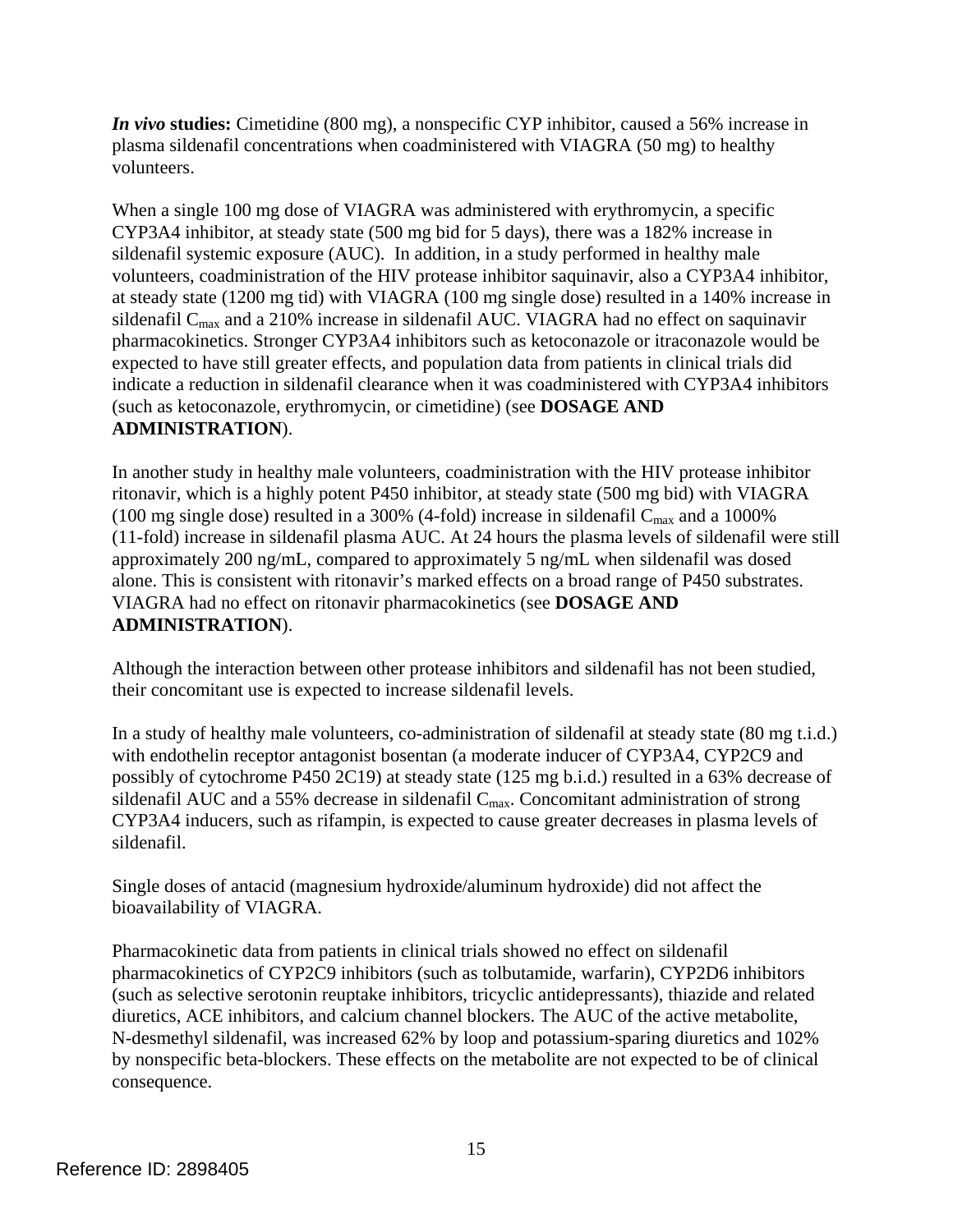***In vivo* studies:** Cimetidine (800 mg), a nonspecific CYP inhibitor, caused a 56% increase in plasma sildenafil concentrations when coadministered with VIAGRA (50 mg) to healthy volunteers.

When a single 100 mg dose of VIAGRA was administered with erythromycin, a specific CYP3A4 inhibitor, at steady state (500 mg bid for 5 days), there was a 182% increase in sildenafil systemic exposure (AUC). In addition, in a study performed in healthy male volunteers, coadministration of the HIV protease inhibitor saquinavir, also a CYP3A4 inhibitor, at steady state (1200 mg tid) with VIAGRA (100 mg single dose) resulted in a 140% increase in sildenafil $C_{max}$ and a 210% increase in sildenafil AUC. VIAGRA had no effect on saquinavir pharmacokinetics. Stronger CYP3A4 inhibitors such as ketoconazole or itraconazole would be expected to have still greater effects, and population data from patients in clinical trials did indicate a reduction in sildenafil clearance when it was coadministered with CYP3A4 inhibitors (such as ketoconazole, erythromycin, or cimetidine) (see **DOSAGE AND ADMINISTRATION**).

In another study in healthy male volunteers, coadministration with the HIV protease inhibitor ritonavir, which is a highly potent P450 inhibitor, at steady state (500 mg bid) with VIAGRA (100 mg single dose) resulted in a 300% (4-fold) increase in sildenafil $C_{max}$ and a 1000% (11-fold) increase in sildenafil plasma AUC. At 24 hours the plasma levels of sildenafil were still approximately 200 ng/mL, compared to approximately 5 ng/mL when sildenafil was dosed alone. This is consistent with ritonavir's marked effects on a broad range of P450 substrates. VIAGRA had no effect on ritonavir pharmacokinetics (see **DOSAGE AND ADMINISTRATION**).

Although the interaction between other protease inhibitors and sildenafil has not been studied, their concomitant use is expected to increase sildenafil levels.

In a study of healthy male volunteers, co-administration of sildenafil at steady state (80 mg t.i.d.) with endothelin receptor antagonist bosentan (a moderate inducer of CYP3A4, CYP2C9 and possibly of cytochrome P450 2C19) at steady state (125 mg b.i.d.) resulted in a 63% decrease of sildenafil AUC and a 55% decrease in sildenafil $C_{max}$. Concomitant administration of strong CYP3A4 inducers, such as rifampin, is expected to cause greater decreases in plasma levels of sildenafil.

Single doses of antacid (magnesium hydroxide/aluminum hydroxide) did not affect the bioavailability of VIAGRA.

Pharmacokinetic data from patients in clinical trials showed no effect on sildenafil pharmacokinetics of CYP2C9 inhibitors (such as tolbutamide, warfarin), CYP2D6 inhibitors (such as selective serotonin reuptake inhibitors, tricyclic antidepressants), thiazide and related diuretics, ACE inhibitors, and calcium channel blockers. The AUC of the active metabolite, N-desmethyl sildenafil, was increased 62% by loop and potassium-sparing diuretics and 102% by nonspecific beta-blockers. These effects on the metabolite are not expected to be of clinical consequence.

Reference ID: 2898405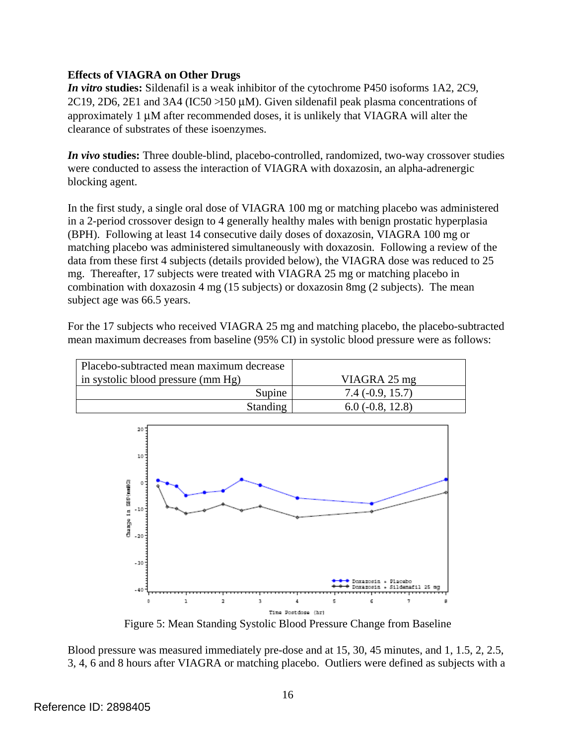**Effects of VIAGRA on Other Drugs**

***In vitro* studies:** Sildenafil is a weak inhibitor of the cytochrome P450 isoforms 1A2, 2C9, 2C19, 2D6, 2E1 and 3A4 (IC50 >150 µM). Given sildenafil peak plasma concentrations of approximately 1 µM after recommended doses, it is unlikely that VIAGRA will alter the clearance of substrates of these isoenzymes.

***In vivo* studies:** Three double-blind, placebo-controlled, randomized, two-way crossover studies were conducted to assess the interaction of VIAGRA with doxazosin, an alpha-adrenergic blocking agent.

In the first study, a single oral dose of VIAGRA 100 mg or matching placebo was administered in a 2-period crossover design to 4 generally healthy males with benign prostatic hyperplasia (BPH). Following at least 14 consecutive daily doses of doxazosin, VIAGRA 100 mg or matching placebo was administered simultaneously with doxazosin. Following a review of the data from these first 4 subjects (details provided below), the VIAGRA dose was reduced to 25 mg. Thereafter, 17 subjects were treated with VIAGRA 25 mg or matching placebo in combination with doxazosin 4 mg (15 subjects) or doxazosin 8mg (2 subjects). The mean subject age was 66.5 years.

For the 17 subjects who received VIAGRA 25 mg and matching placebo, the placebo-subtracted mean maximum decreases from baseline (95% CI) in systolic blood pressure were as follows:

| Placebo-subtracted mean maximum decrease in systolic blood pressure (mm Hg) | VIAGRA 25 mg |
|---|---|
| Supine | 7.4 (-0.9, 15.7) |
| Standing | 6.0 (-0.8, 12.8) |

Figure 5: Mean Standing Systolic Blood Pressure Change from Baseline

Blood pressure was measured immediately pre-dose and at 15, 30, 45 minutes, and 1, 1.5, 2, 2.5, 3, 4, 6 and 8 hours after VIAGRA or matching placebo. Outliers were defined as subjects with a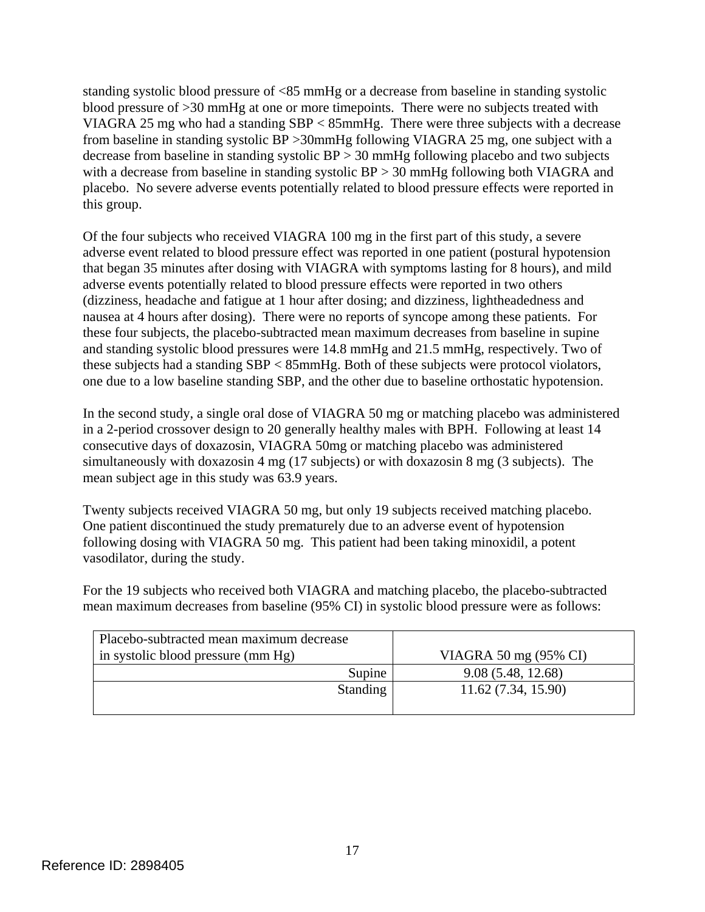standing systolic blood pressure of <85 mmHg or a decrease from baseline in standing systolic blood pressure of >30 mmHg at one or more timepoints. There were no subjects treated with VIAGRA 25 mg who had a standing SBP < 85mmHg. There were three subjects with a decrease from baseline in standing systolic BP >30mmHg following VIAGRA 25 mg, one subject with a decrease from baseline in standing systolic BP > 30 mmHg following placebo and two subjects with a decrease from baseline in standing systolic BP > 30 mmHg following both VIAGRA and placebo. No severe adverse events potentially related to blood pressure effects were reported in this group.

Of the four subjects who received VIAGRA 100 mg in the first part of this study, a severe adverse event related to blood pressure effect was reported in one patient (postural hypotension that began 35 minutes after dosing with VIAGRA with symptoms lasting for 8 hours), and mild adverse events potentially related to blood pressure effects were reported in two others (dizziness, headache and fatigue at 1 hour after dosing; and dizziness, lightheadedness and nausea at 4 hours after dosing). There were no reports of syncope among these patients. For these four subjects, the placebo-subtracted mean maximum decreases from baseline in supine and standing systolic blood pressures were 14.8 mmHg and 21.5 mmHg, respectively. Two of these subjects had a standing SBP < 85mmHg. Both of these subjects were protocol violators, one due to a low baseline standing SBP, and the other due to baseline orthostatic hypotension.

In the second study, a single oral dose of VIAGRA 50 mg or matching placebo was administered in a 2-period crossover design to 20 generally healthy males with BPH. Following at least 14 consecutive days of doxazosin, VIAGRA 50mg or matching placebo was administered simultaneously with doxazosin 4 mg (17 subjects) or with doxazosin 8 mg (3 subjects). The mean subject age in this study was 63.9 years.

Twenty subjects received VIAGRA 50 mg, but only 19 subjects received matching placebo. One patient discontinued the study prematurely due to an adverse event of hypotension following dosing with VIAGRA 50 mg. This patient had been taking minoxidil, a potent vasodilator, during the study.

For the 19 subjects who received both VIAGRA and matching placebo, the placebo-subtracted mean maximum decreases from baseline (95% CI) in systolic blood pressure were as follows:

| Placebo-subtracted mean maximum decrease in systolic blood pressure (mm Hg) | VIAGRA 50 mg (95% CI) |
|---|---|
| Supine | 9.08 (5.48, 12.68) |
| Standing | 11.62 (7.34, 15.90) |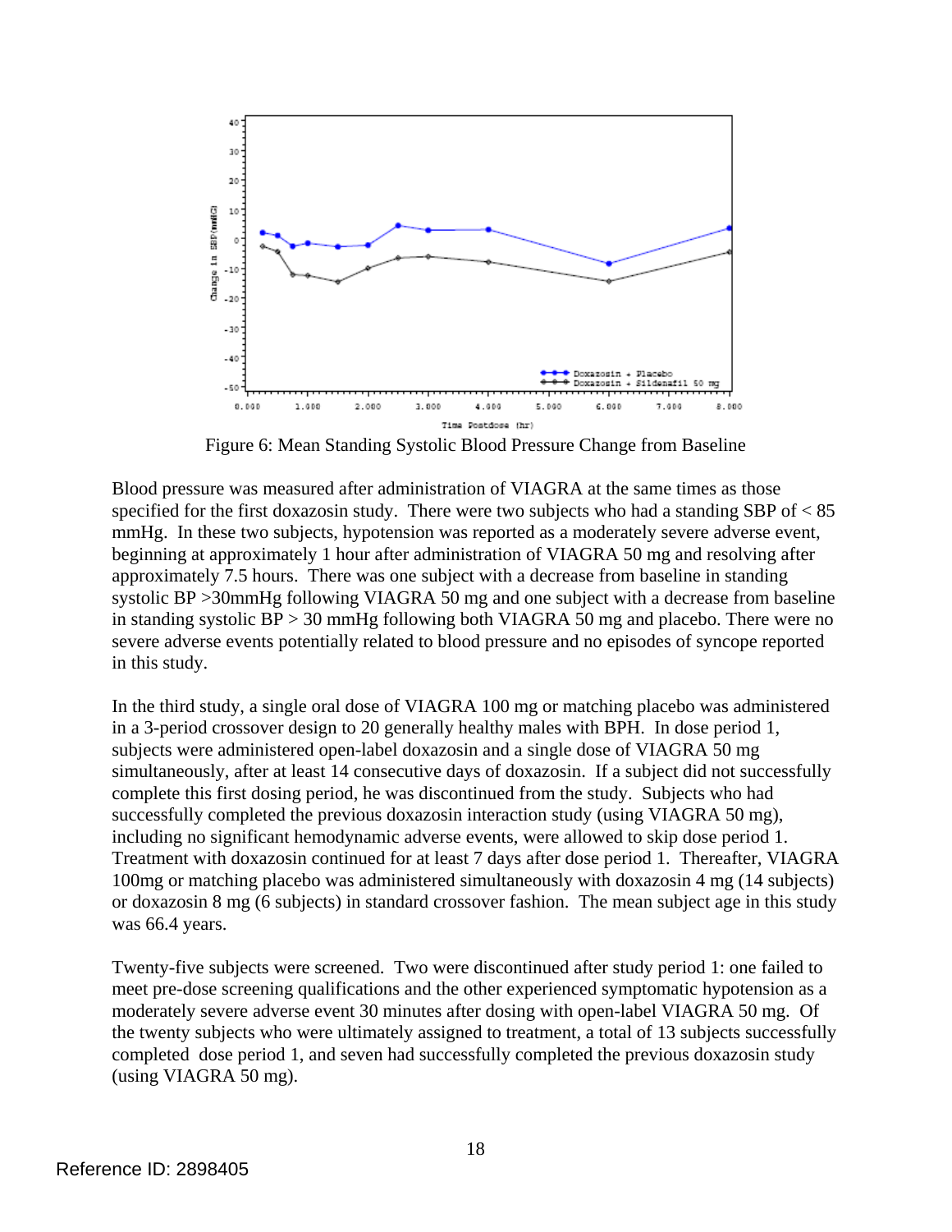Figure 6: Mean Standing Systolic Blood Pressure Change from Baseline

Blood pressure was measured after administration of VIAGRA at the same times as those specified for the first doxazosin study. There were two subjects who had a standing SBP of < 85 mmHg. In these two subjects, hypotension was reported as a moderately severe adverse event, beginning at approximately 1 hour after administration of VIAGRA 50 mg and resolving after approximately 7.5 hours. There was one subject with a decrease from baseline in standing systolic BP >30mmHg following VIAGRA 50 mg and one subject with a decrease from baseline in standing systolic BP > 30 mmHg following both VIAGRA 50 mg and placebo. There were no severe adverse events potentially related to blood pressure and no episodes of syncope reported in this study.

In the third study, a single oral dose of VIAGRA 100 mg or matching placebo was administered in a 3-period crossover design to 20 generally healthy males with BPH. In dose period 1, subjects were administered open-label doxazosin and a single dose of VIAGRA 50 mg simultaneously, after at least 14 consecutive days of doxazosin. If a subject did not successfully complete this first dosing period, he was discontinued from the study. Subjects who had successfully completed the previous doxazosin interaction study (using VIAGRA 50 mg), including no significant hemodynamic adverse events, were allowed to skip dose period 1. Treatment with doxazosin continued for at least 7 days after dose period 1. Thereafter, VIAGRA 100mg or matching placebo was administered simultaneously with doxazosin 4 mg (14 subjects) or doxazosin 8 mg (6 subjects) in standard crossover fashion. The mean subject age in this study was 66.4 years.

Twenty-five subjects were screened. Two were discontinued after study period 1: one failed to meet pre-dose screening qualifications and the other experienced symptomatic hypotension as a moderately severe adverse event 30 minutes after dosing with open-label VIAGRA 50 mg. Of the twenty subjects who were ultimately assigned to treatment, a total of 13 subjects successfully completed dose period 1, and seven had successfully completed the previous doxazosin study (using VIAGRA 50 mg).

Reference ID: 2898405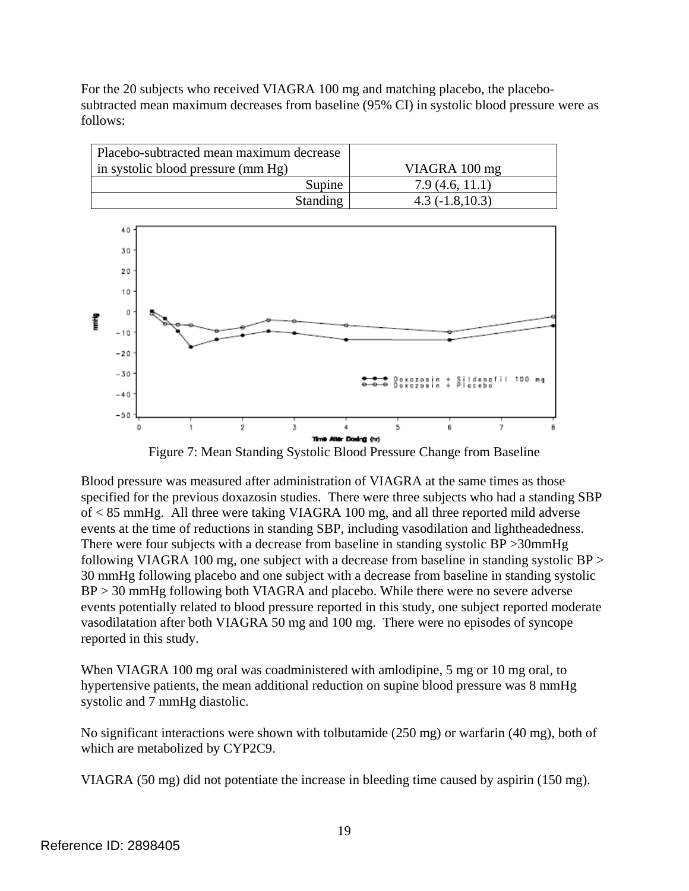For the 20 subjects who received VIAGRA 100 mg and matching placebo, the placebo-subtracted mean maximum decreases from baseline (95% CI) in systolic blood pressure were as follows:

| Placebo-subtracted mean maximum decrease in systolic blood pressure (mm Hg) | VIAGRA 100 mg |
|---|---|
| Supine | 7.9 (4.6, 11.1) |
| Standing | 4.3 (-1.8,10.3) |

Figure 7: Mean Standing Systolic Blood Pressure Change from Baseline

Blood pressure was measured after administration of VIAGRA at the same times as those specified for the previous doxazosin studies. There were three subjects who had a standing SBP of < 85 mmHg. All three were taking VIAGRA 100 mg, and all three reported mild adverse events at the time of reductions in standing SBP, including vasodilation and lightheadedness. There were four subjects with a decrease from baseline in standing systolic BP >30mmHg following VIAGRA 100 mg, one subject with a decrease from baseline in standing systolic BP > 30 mmHg following placebo and one subject with a decrease from baseline in standing systolic BP > 30 mmHg following both VIAGRA and placebo. While there were no severe adverse events potentially related to blood pressure reported in this study, one subject reported moderate vasodilatation after both VIAGRA 50 mg and 100 mg. There were no episodes of syncope reported in this study.

When VIAGRA 100 mg oral was coadministered with amlodipine, 5 mg or 10 mg oral, to hypertensive patients, the mean additional reduction on supine blood pressure was 8 mmHg systolic and 7 mmHg diastolic.

No significant interactions were shown with tolbutamide (250 mg) or warfarin (40 mg), both of which are metabolized by CYP2C9.

VIAGRA (50 mg) did not potentiate the increase in bleeding time caused by aspirin (150 mg).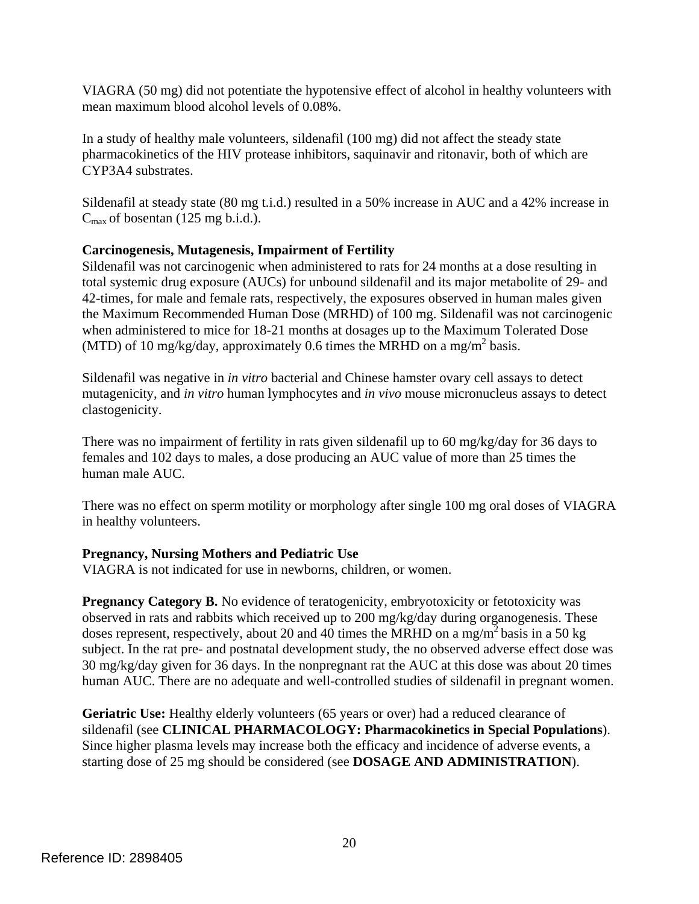VIAGRA (50 mg) did not potentiate the hypotensive effect of alcohol in healthy volunteers with mean maximum blood alcohol levels of 0.08%.

In a study of healthy male volunteers, sildenafil (100 mg) did not affect the steady state pharmacokinetics of the HIV protease inhibitors, saquinavir and ritonavir, both of which are CYP3A4 substrates.

Sildenafil at steady state (80 mg t.i.d.) resulted in a 50% increase in AUC and a 42% increase in $C_{max}$ of bosentan (125 mg b.i.d.).

**Carcinogenesis, Mutagenesis, Impairment of Fertility**

Sildenafil was not carcinogenic when administered to rats for 24 months at a dose resulting in total systemic drug exposure (AUCs) for unbound sildenafil and its major metabolite of 29- and 42-times, for male and female rats, respectively, the exposures observed in human males given the Maximum Recommended Human Dose (MRHD) of 100 mg. Sildenafil was not carcinogenic when administered to mice for 18-21 months at dosages up to the Maximum Tolerated Dose (MTD) of 10 mg/kg/day, approximately 0.6 times the MRHD on a mg/$m^2$ basis.

Sildenafil was negative in *in vitro* bacterial and Chinese hamster ovary cell assays to detect mutagenicity, and *in vitro* human lymphocytes and *in vivo* mouse micronucleus assays to detect clastogenicity.

There was no impairment of fertility in rats given sildenafil up to 60 mg/kg/day for 36 days to females and 102 days to males, a dose producing an AUC value of more than 25 times the human male AUC.

There was no effect on sperm motility or morphology after single 100 mg oral doses of VIAGRA in healthy volunteers.

**Pregnancy, Nursing Mothers and Pediatric Use**

VIAGRA is not indicated for use in newborns, children, or women.

**Pregnancy Category B.** No evidence of teratogenicity, embryotoxicity or fetotoxicity was observed in rats and rabbits which received up to 200 mg/kg/day during organogenesis. These doses represent, respectively, about 20 and 40 times the MRHD on a mg/$m^2$ basis in a 50 kg subject. In the rat pre- and postnatal development study, the no observed adverse effect dose was 30 mg/kg/day given for 36 days. In the nonpregnant rat the AUC at this dose was about 20 times human AUC. There are no adequate and well-controlled studies of sildenafil in pregnant women.

**Geriatric Use:** Healthy elderly volunteers (65 years or over) had a reduced clearance of sildenafil (see **CLINICAL PHARMACOLOGY: Pharmacokinetics in Special Populations**). Since higher plasma levels may increase both the efficacy and incidence of adverse events, a starting dose of 25 mg should be considered (see **DOSAGE AND ADMINISTRATION**).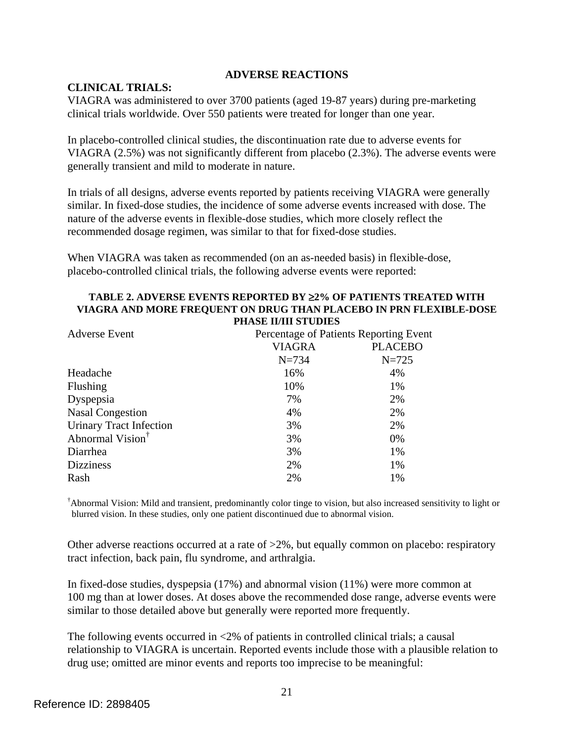## ADVERSE REACTIONS

**CLINICAL TRIALS:**

VIAGRA was administered to over 3700 patients (aged 19-87 years) during pre-marketing clinical trials worldwide. Over 550 patients were treated for longer than one year.

In placebo-controlled clinical studies, the discontinuation rate due to adverse events for VIAGRA (2.5%) was not significantly different from placebo (2.3%). The adverse events were generally transient and mild to moderate in nature.

In trials of all designs, adverse events reported by patients receiving VIAGRA were generally similar. In fixed-dose studies, the incidence of some adverse events increased with dose. The nature of the adverse events in flexible-dose studies, which more closely reflect the recommended dosage regimen, was similar to that for fixed-dose studies.

When VIAGRA was taken as recommended (on an as-needed basis) in flexible-dose, placebo-controlled clinical trials, the following adverse events were reported:

**TABLE 2. ADVERSE EVENTS REPORTED BY ≥2% OF PATIENTS TREATED WITH VIAGRA AND MORE FREQUENT ON DRUG THAN PLACEBO IN PRN FLEXIBLE-DOSE PHASE II/III STUDIES**

| Adverse Event | Percentage of Patients Reporting Event | |
|---|---|---|
| | VIAGRA N=734 | PLACEBO N=725 |
| Headache | 16% | 4% |
| Flushing | 10% | 1% |
| Dyspepsia | 7% | 2% |
| Nasal Congestion | 4% | 2% |
| Urinary Tract Infection | 3% | 2% |
| Abnormal Vision† | 3% | 0% |
| Diarrhea | 3% | 1% |
| Dizziness | 2% | 1% |
| Rash | 2% | 1% |

†Abnormal Vision: Mild and transient, predominantly color tinge to vision, but also increased sensitivity to light or blurred vision. In these studies, only one patient discontinued due to abnormal vision.

Other adverse reactions occurred at a rate of >2%, but equally common on placebo: respiratory tract infection, back pain, flu syndrome, and arthralgia.

In fixed-dose studies, dyspepsia (17%) and abnormal vision (11%) were more common at 100 mg than at lower doses. At doses above the recommended dose range, adverse events were similar to those detailed above but generally were reported more frequently.

The following events occurred in <2% of patients in controlled clinical trials; a causal relationship to VIAGRA is uncertain. Reported events include those with a plausible relation to drug use; omitted are minor events and reports too imprecise to be meaningful: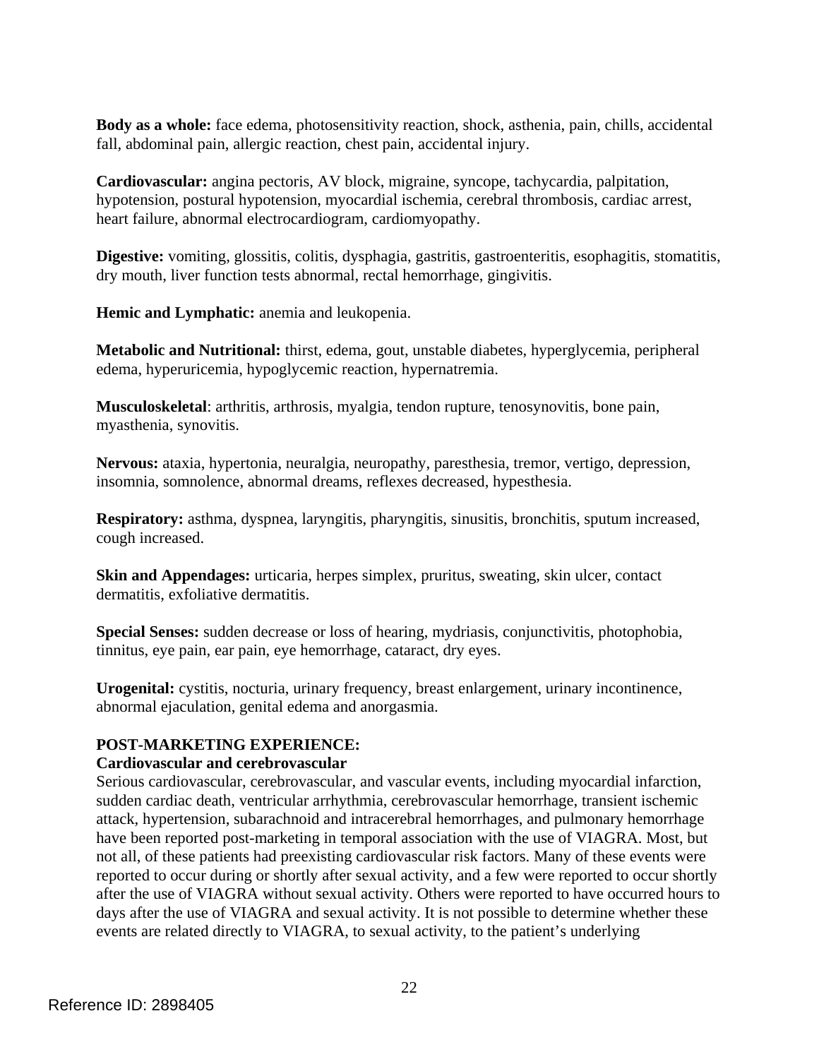**Body as a whole:** face edema, photosensitivity reaction, shock, asthenia, pain, chills, accidental fall, abdominal pain, allergic reaction, chest pain, accidental injury.

**Cardiovascular:** angina pectoris, AV block, migraine, syncope, tachycardia, palpitation, hypotension, postural hypotension, myocardial ischemia, cerebral thrombosis, cardiac arrest, heart failure, abnormal electrocardiogram, cardiomyopathy.

**Digestive:** vomiting, glossitis, colitis, dysphagia, gastritis, gastroenteritis, esophagitis, stomatitis, dry mouth, liver function tests abnormal, rectal hemorrhage, gingivitis.

**Hemic and Lymphatic:** anemia and leukopenia.

**Metabolic and Nutritional:** thirst, edema, gout, unstable diabetes, hyperglycemia, peripheral edema, hyperuricemia, hypoglycemic reaction, hypernatremia.

**Musculoskeletal**: arthritis, arthrosis, myalgia, tendon rupture, tenosynovitis, bone pain, myasthenia, synovitis.

**Nervous:** ataxia, hypertonia, neuralgia, neuropathy, paresthesia, tremor, vertigo, depression, insomnia, somnolence, abnormal dreams, reflexes decreased, hypesthesia.

**Respiratory:** asthma, dyspnea, laryngitis, pharyngitis, sinusitis, bronchitis, sputum increased, cough increased.

**Skin and Appendages:** urticaria, herpes simplex, pruritus, sweating, skin ulcer, contact dermatitis, exfoliative dermatitis.

**Special Senses:** sudden decrease or loss of hearing, mydriasis, conjunctivitis, photophobia, tinnitus, eye pain, ear pain, eye hemorrhage, cataract, dry eyes.

**Urogenital:** cystitis, nocturia, urinary frequency, breast enlargement, urinary incontinence, abnormal ejaculation, genital edema and anorgasmia.

**POST-MARKETING EXPERIENCE:**

**Cardiovascular and cerebrovascular**

Serious cardiovascular, cerebrovascular, and vascular events, including myocardial infarction, sudden cardiac death, ventricular arrhythmia, cerebrovascular hemorrhage, transient ischemic attack, hypertension, subarachnoid and intracerebral hemorrhages, and pulmonary hemorrhage have been reported post-marketing in temporal association with the use of VIAGRA. Most, but not all, of these patients had preexisting cardiovascular risk factors. Many of these events were reported to occur during or shortly after sexual activity, and a few were reported to occur shortly after the use of VIAGRA without sexual activity. Others were reported to have occurred hours to days after the use of VIAGRA and sexual activity. It is not possible to determine whether these events are related directly to VIAGRA, to sexual activity, to the patient's underlying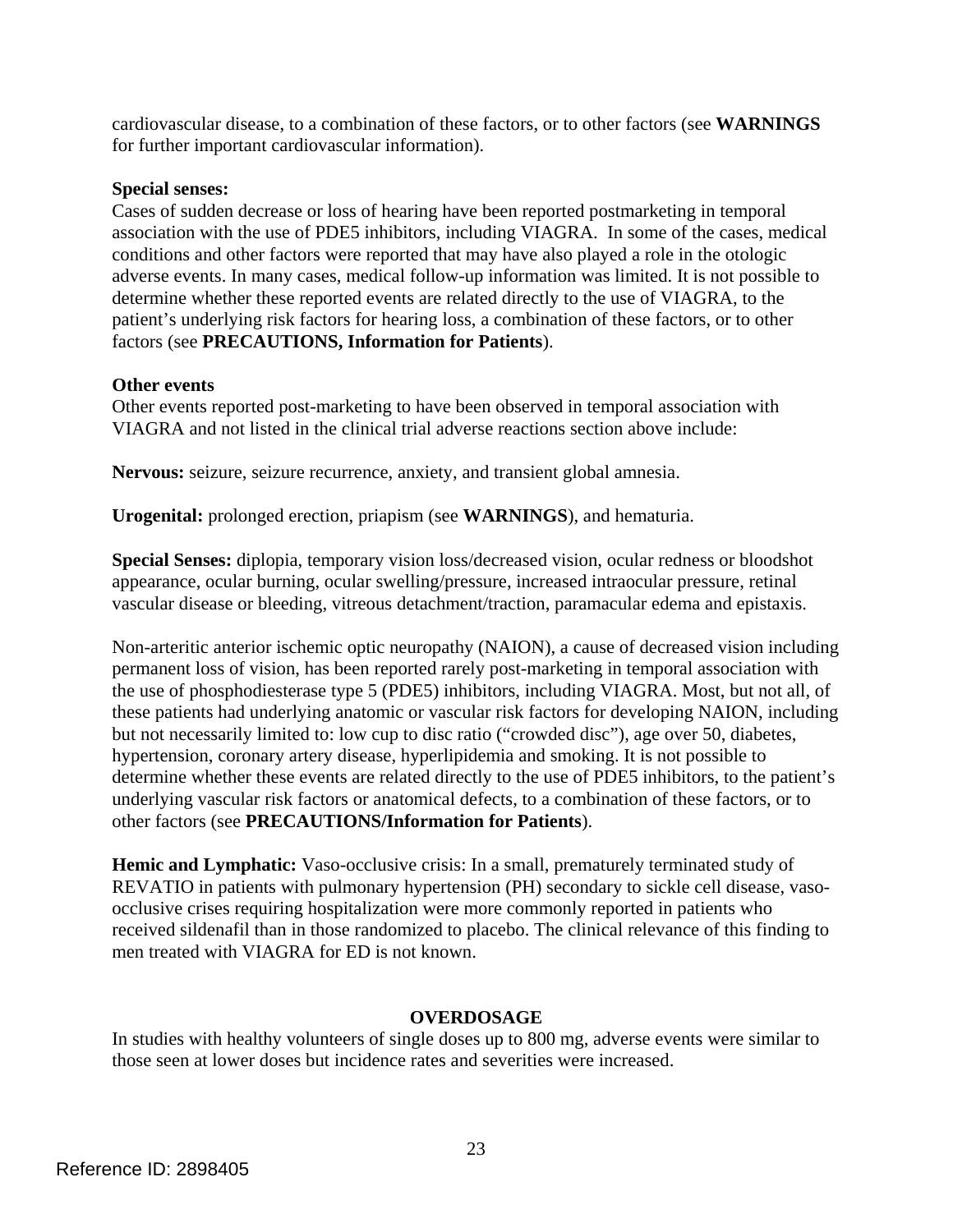cardiovascular disease, to a combination of these factors, or to other factors (see **WARNINGS** for further important cardiovascular information).

**Special senses:**
Cases of sudden decrease or loss of hearing have been reported postmarketing in temporal association with the use of PDE5 inhibitors, including VIAGRA. In some of the cases, medical conditions and other factors were reported that may have also played a role in the otologic adverse events. In many cases, medical follow-up information was limited. It is not possible to determine whether these reported events are related directly to the use of VIAGRA, to the patient's underlying risk factors for hearing loss, a combination of these factors, or to other factors (see **PRECAUTIONS, Information for Patients**).

**Other events**
Other events reported post-marketing to have been observed in temporal association with VIAGRA and not listed in the clinical trial adverse reactions section above include:

**Nervous:** seizure, seizure recurrence, anxiety, and transient global amnesia.

**Urogenital:** prolonged erection, priapism (see **WARNINGS**), and hematuria.

**Special Senses:** diplopia, temporary vision loss/decreased vision, ocular redness or bloodshot appearance, ocular burning, ocular swelling/pressure, increased intraocular pressure, retinal vascular disease or bleeding, vitreous detachment/traction, paramacular edema and epistaxis.

Non-arteritic anterior ischemic optic neuropathy (NAION), a cause of decreased vision including permanent loss of vision, has been reported rarely post-marketing in temporal association with the use of phosphodiesterase type 5 (PDE5) inhibitors, including VIAGRA. Most, but not all, of these patients had underlying anatomic or vascular risk factors for developing NAION, including but not necessarily limited to: low cup to disc ratio ("crowded disc"), age over 50, diabetes, hypertension, coronary artery disease, hyperlipidemia and smoking. It is not possible to determine whether these events are related directly to the use of PDE5 inhibitors, to the patient's underlying vascular risk factors or anatomical defects, to a combination of these factors, or to other factors (see **PRECAUTIONS/Information for Patients**).

**Hemic and Lymphatic:** Vaso-occlusive crisis: In a small, prematurely terminated study of REVATIO in patients with pulmonary hypertension (PH) secondary to sickle cell disease, vaso-occlusive crises requiring hospitalization were more commonly reported in patients who received sildenafil than in those randomized to placebo. The clinical relevance of this finding to men treated with VIAGRA for ED is not known.

## OVERDOSAGE

In studies with healthy volunteers of single doses up to 800 mg, adverse events were similar to those seen at lower doses but incidence rates and severities were increased.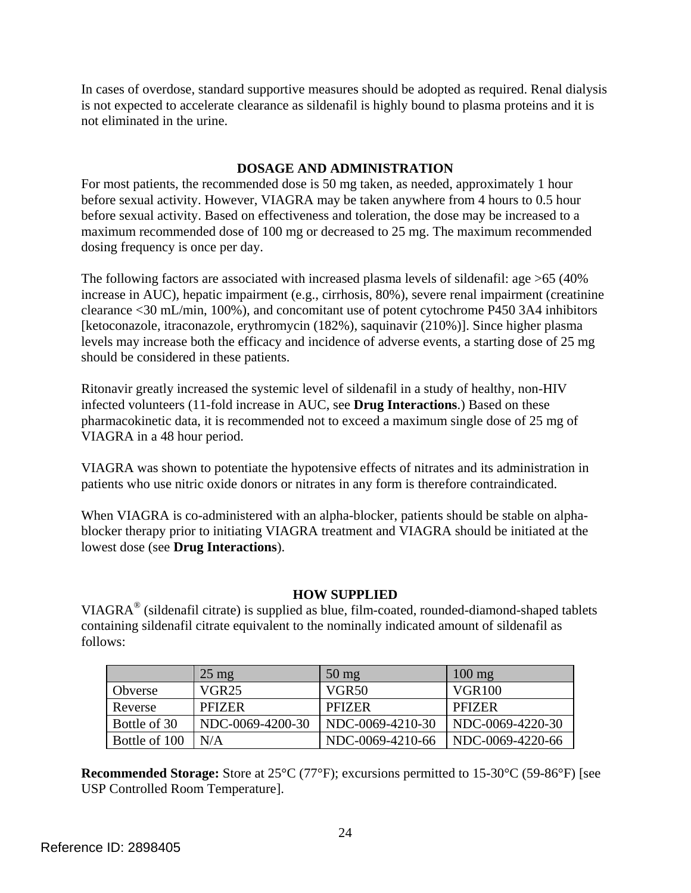In cases of overdose, standard supportive measures should be adopted as required. Renal dialysis is not expected to accelerate clearance as sildenafil is highly bound to plasma proteins and it is not eliminated in the urine.

## DOSAGE AND ADMINISTRATION

For most patients, the recommended dose is 50 mg taken, as needed, approximately 1 hour before sexual activity. However, VIAGRA may be taken anywhere from 4 hours to 0.5 hour before sexual activity. Based on effectiveness and toleration, the dose may be increased to a maximum recommended dose of 100 mg or decreased to 25 mg. The maximum recommended dosing frequency is once per day.

The following factors are associated with increased plasma levels of sildenafil: age >65 (40% increase in AUC), hepatic impairment (e.g., cirrhosis, 80%), severe renal impairment (creatinine clearance <30 mL/min, 100%), and concomitant use of potent cytochrome P450 3A4 inhibitors [ketoconazole, itraconazole, erythromycin (182%), saquinavir (210%)]. Since higher plasma levels may increase both the efficacy and incidence of adverse events, a starting dose of 25 mg should be considered in these patients.

Ritonavir greatly increased the systemic level of sildenafil in a study of healthy, non-HIV infected volunteers (11-fold increase in AUC, see **Drug Interactions**.) Based on these pharmacokinetic data, it is recommended not to exceed a maximum single dose of 25 mg of VIAGRA in a 48 hour period.

VIAGRA was shown to potentiate the hypotensive effects of nitrates and its administration in patients who use nitric oxide donors or nitrates in any form is therefore contraindicated.

When VIAGRA is co-administered with an alpha-blocker, patients should be stable on alpha-blocker therapy prior to initiating VIAGRA treatment and VIAGRA should be initiated at the lowest dose (see **Drug Interactions**).

## HOW SUPPLIED

VIAGRA® (sildenafil citrate) is supplied as blue, film-coated, rounded-diamond-shaped tablets containing sildenafil citrate equivalent to the nominally indicated amount of sildenafil as follows:

| | 25 mg | 50 mg | 100 mg |
|---|---|---|---|
| Obverse | VGR25 | VGR50 | VGR100 |
| Reverse | PFIZER | PFIZER | PFIZER |
| Bottle of 30 | NDC-0069-4200-30 | NDC-0069-4210-30 | NDC-0069-4220-30 |
| Bottle of 100 | N/A | NDC-0069-4210-66 | NDC-0069-4220-66 |

**Recommended Storage:** Store at 25°C (77°F); excursions permitted to 15-30°C (59-86°F) [see USP Controlled Room Temperature].

Reference ID: 2898405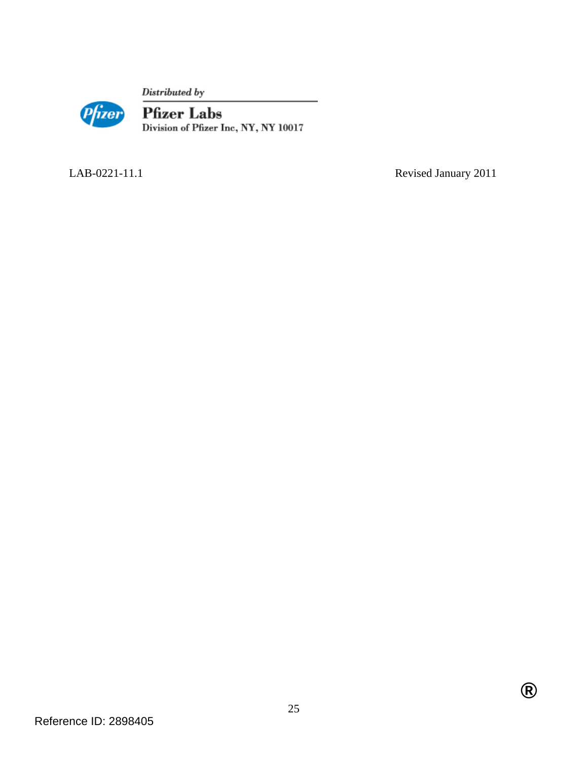Distributed by

**Pfizer Labs**

Division of Pfizer Inc, NY, NY 10017

LAB-0221-11.1 Revised January 2011

®

Reference ID: 2898405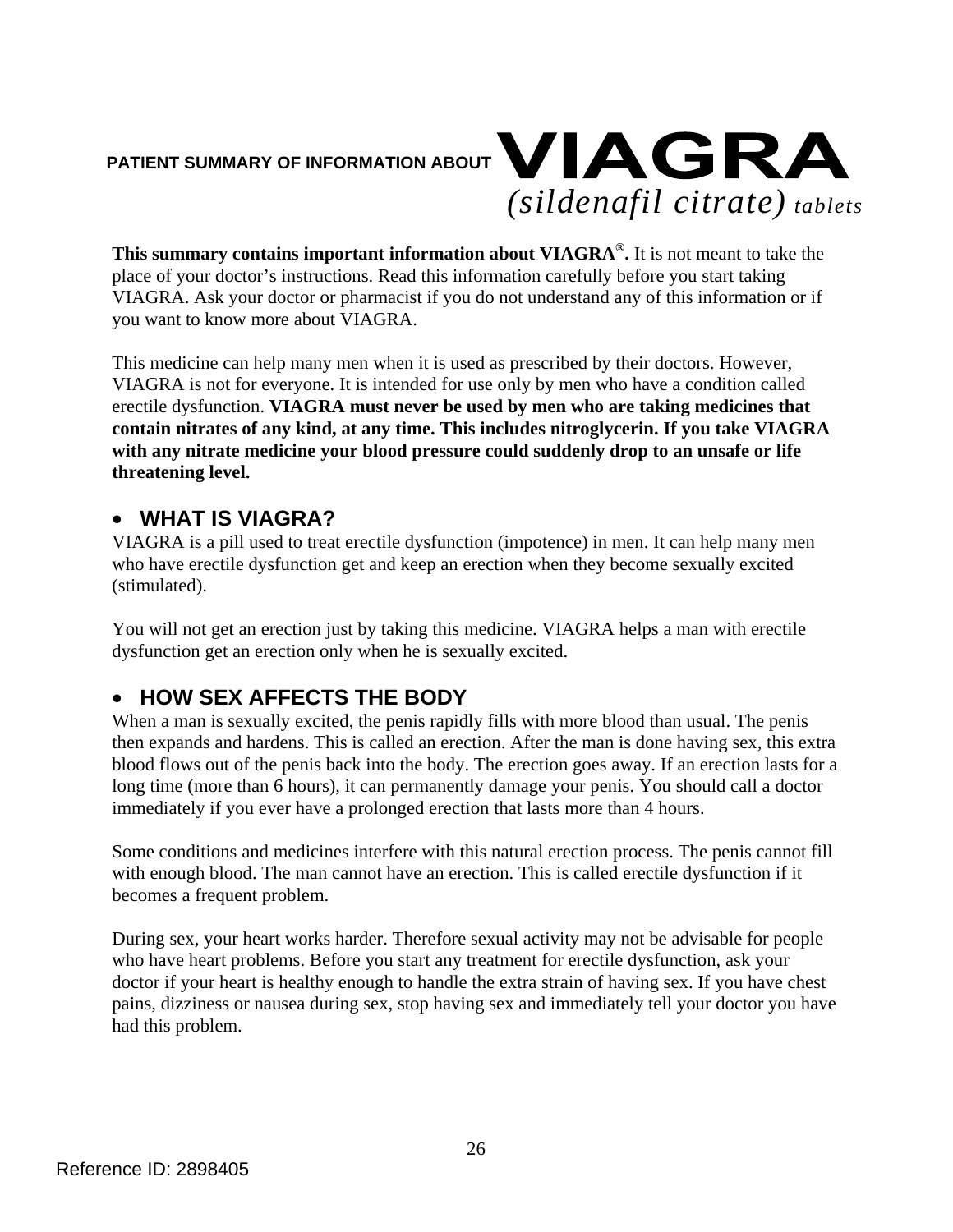# PATIENT SUMMARY OF INFORMATION ABOUT VIAGRA

*(sildenafil citrate) tablets*

**This summary contains important information about VIAGRA®.** It is not meant to take the place of your doctor's instructions. Read this information carefully before you start taking VIAGRA. Ask your doctor or pharmacist if you do not understand any of this information or if you want to know more about VIAGRA.

This medicine can help many men when it is used as prescribed by their doctors. However, VIAGRA is not for everyone. It is intended for use only by men who have a condition called erectile dysfunction. **VIAGRA must never be used by men who are taking medicines that contain nitrates of any kind, at any time. This includes nitroglycerin. If you take VIAGRA with any nitrate medicine your blood pressure could suddenly drop to an unsafe or life threatening level.**

## • WHAT IS VIAGRA?

VIAGRA is a pill used to treat erectile dysfunction (impotence) in men. It can help many men who have erectile dysfunction get and keep an erection when they become sexually excited (stimulated).

You will not get an erection just by taking this medicine. VIAGRA helps a man with erectile dysfunction get an erection only when he is sexually excited.

## • HOW SEX AFFECTS THE BODY

When a man is sexually excited, the penis rapidly fills with more blood than usual. The penis then expands and hardens. This is called an erection. After the man is done having sex, this extra blood flows out of the penis back into the body. The erection goes away. If an erection lasts for a long time (more than 6 hours), it can permanently damage your penis. You should call a doctor immediately if you ever have a prolonged erection that lasts more than 4 hours.

Some conditions and medicines interfere with this natural erection process. The penis cannot fill with enough blood. The man cannot have an erection. This is called erectile dysfunction if it becomes a frequent problem.

During sex, your heart works harder. Therefore sexual activity may not be advisable for people who have heart problems. Before you start any treatment for erectile dysfunction, ask your doctor if your heart is healthy enough to handle the extra strain of having sex. If you have chest pains, dizziness or nausea during sex, stop having sex and immediately tell your doctor you have had this problem.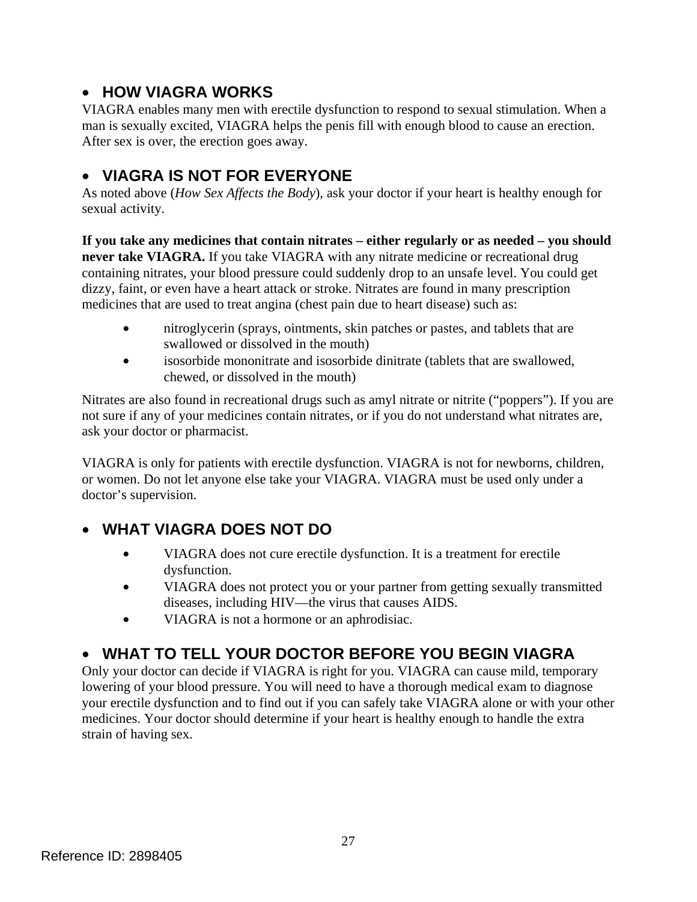- **HOW VIAGRA WORKS**

VIAGRA enables many men with erectile dysfunction to respond to sexual stimulation. When a man is sexually excited, VIAGRA helps the penis fill with enough blood to cause an erection. After sex is over, the erection goes away.

- **VIAGRA IS NOT FOR EVERYONE**

As noted above (*How Sex Affects the Body*), ask your doctor if your heart is healthy enough for sexual activity.

**If you take any medicines that contain nitrates – either regularly or as needed – you should never take VIAGRA.** If you take VIAGRA with any nitrate medicine or recreational drug containing nitrates, your blood pressure could suddenly drop to an unsafe level. You could get dizzy, faint, or even have a heart attack or stroke. Nitrates are found in many prescription medicines that are used to treat angina (chest pain due to heart disease) such as:

- nitroglycerin (sprays, ointments, skin patches or pastes, and tablets that are swallowed or dissolved in the mouth)
- isosorbide mononitrate and isosorbide dinitrate (tablets that are swallowed, chewed, or dissolved in the mouth)

Nitrates are also found in recreational drugs such as amyl nitrate or nitrite (“poppers”). If you are not sure if any of your medicines contain nitrates, or if you do not understand what nitrates are, ask your doctor or pharmacist.

VIAGRA is only for patients with erectile dysfunction. VIAGRA is not for newborns, children, or women. Do not let anyone else take your VIAGRA. VIAGRA must be used only under a doctor’s supervision.

- **WHAT VIAGRA DOES NOT DO**

  - VIAGRA does not cure erectile dysfunction. It is a treatment for erectile dysfunction.
  - VIAGRA does not protect you or your partner from getting sexually transmitted diseases, including HIV—the virus that causes AIDS.
  - VIAGRA is not a hormone or an aphrodisiac.

- **WHAT TO TELL YOUR DOCTOR BEFORE YOU BEGIN VIAGRA**

Only your doctor can decide if VIAGRA is right for you. VIAGRA can cause mild, temporary lowering of your blood pressure. You will need to have a thorough medical exam to diagnose your erectile dysfunction and to find out if you can safely take VIAGRA alone or with your other medicines. Your doctor should determine if your heart is healthy enough to handle the extra strain of having sex.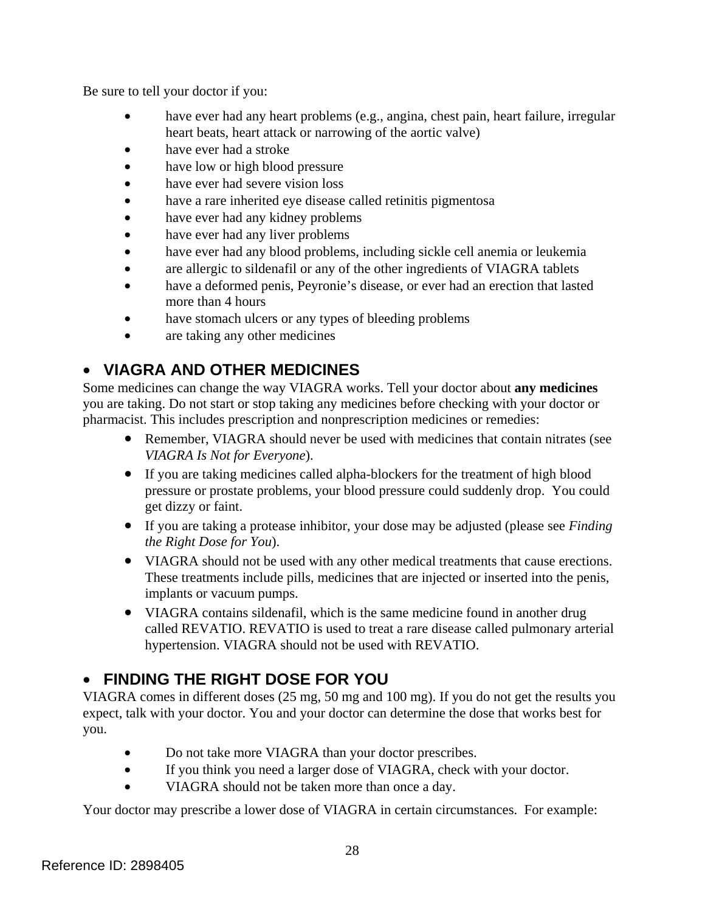Be sure to tell your doctor if you:

- have ever had any heart problems (e.g., angina, chest pain, heart failure, irregular heart beats, heart attack or narrowing of the aortic valve)
- have ever had a stroke
- have low or high blood pressure
- have ever had severe vision loss
- have a rare inherited eye disease called retinitis pigmentosa
- have ever had any kidney problems
- have ever had any liver problems
- have ever had any blood problems, including sickle cell anemia or leukemia
- are allergic to sildenafil or any of the other ingredients of VIAGRA tablets
- have a deformed penis, Peyronie's disease, or ever had an erection that lasted more than 4 hours
- have stomach ulcers or any types of bleeding problems
- are taking any other medicines

## • VIAGRA AND OTHER MEDICINES

Some medicines can change the way VIAGRA works. Tell your doctor about **any medicines** you are taking. Do not start or stop taking any medicines before checking with your doctor or pharmacist. This includes prescription and nonprescription medicines or remedies:

- Remember, VIAGRA should never be used with medicines that contain nitrates (see *VIAGRA Is Not for Everyone*).
- If you are taking medicines called alpha-blockers for the treatment of high blood pressure or prostate problems, your blood pressure could suddenly drop. You could get dizzy or faint.
- If you are taking a protease inhibitor, your dose may be adjusted (please see *Finding the Right Dose for You*).
- VIAGRA should not be used with any other medical treatments that cause erections. These treatments include pills, medicines that are injected or inserted into the penis, implants or vacuum pumps.
- VIAGRA contains sildenafil, which is the same medicine found in another drug called REVATIO. REVATIO is used to treat a rare disease called pulmonary arterial hypertension. VIAGRA should not be used with REVATIO.

## • FINDING THE RIGHT DOSE FOR YOU

VIAGRA comes in different doses (25 mg, 50 mg and 100 mg). If you do not get the results you expect, talk with your doctor. You and your doctor can determine the dose that works best for you.

- Do not take more VIAGRA than your doctor prescribes.
- If you think you need a larger dose of VIAGRA, check with your doctor.
- VIAGRA should not be taken more than once a day.

Your doctor may prescribe a lower dose of VIAGRA in certain circumstances. For example: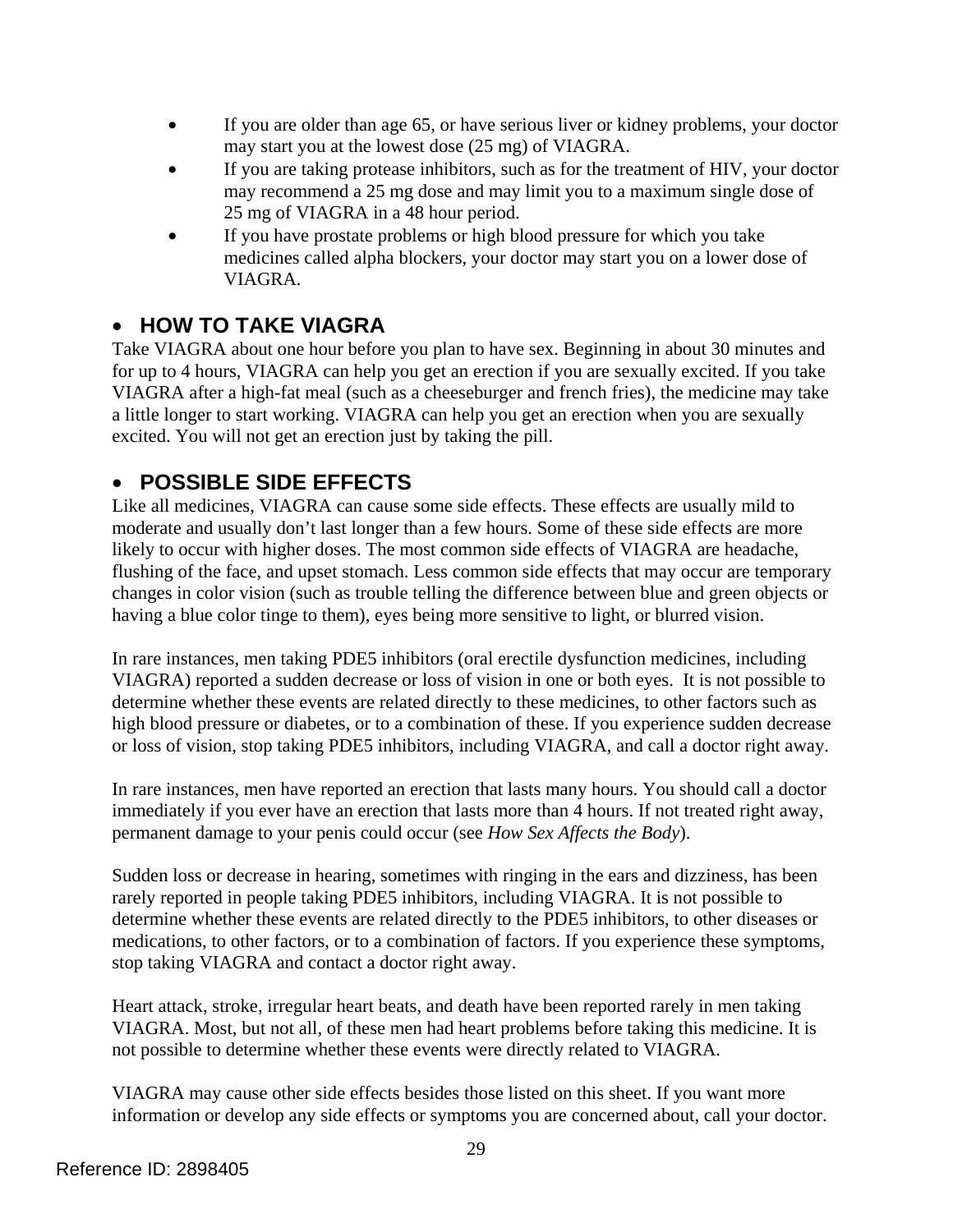- If you are older than age 65, or have serious liver or kidney problems, your doctor may start you at the lowest dose (25 mg) of VIAGRA.
- If you are taking protease inhibitors, such as for the treatment of HIV, your doctor may recommend a 25 mg dose and may limit you to a maximum single dose of 25 mg of VIAGRA in a 48 hour period.
- If you have prostate problems or high blood pressure for which you take medicines called alpha blockers, your doctor may start you on a lower dose of VIAGRA.

## HOW TO TAKE VIAGRA

Take VIAGRA about one hour before you plan to have sex. Beginning in about 30 minutes and for up to 4 hours, VIAGRA can help you get an erection if you are sexually excited. If you take VIAGRA after a high-fat meal (such as a cheeseburger and french fries), the medicine may take a little longer to start working. VIAGRA can help you get an erection when you are sexually excited. You will not get an erection just by taking the pill.

## POSSIBLE SIDE EFFECTS

Like all medicines, VIAGRA can cause some side effects. These effects are usually mild to moderate and usually don't last longer than a few hours. Some of these side effects are more likely to occur with higher doses. The most common side effects of VIAGRA are headache, flushing of the face, and upset stomach. Less common side effects that may occur are temporary changes in color vision (such as trouble telling the difference between blue and green objects or having a blue color tinge to them), eyes being more sensitive to light, or blurred vision.

In rare instances, men taking PDE5 inhibitors (oral erectile dysfunction medicines, including VIAGRA) reported a sudden decrease or loss of vision in one or both eyes. It is not possible to determine whether these events are related directly to these medicines, to other factors such as high blood pressure or diabetes, or to a combination of these. If you experience sudden decrease or loss of vision, stop taking PDE5 inhibitors, including VIAGRA, and call a doctor right away.

In rare instances, men have reported an erection that lasts many hours. You should call a doctor immediately if you ever have an erection that lasts more than 4 hours. If not treated right away, permanent damage to your penis could occur (see *How Sex Affects the Body*).

Sudden loss or decrease in hearing, sometimes with ringing in the ears and dizziness, has been rarely reported in people taking PDE5 inhibitors, including VIAGRA. It is not possible to determine whether these events are related directly to the PDE5 inhibitors, to other diseases or medications, to other factors, or to a combination of factors. If you experience these symptoms, stop taking VIAGRA and contact a doctor right away.

Heart attack, stroke, irregular heart beats, and death have been reported rarely in men taking VIAGRA. Most, but not all, of these men had heart problems before taking this medicine. It is not possible to determine whether these events were directly related to VIAGRA.

VIAGRA may cause other side effects besides those listed on this sheet. If you want more information or develop any side effects or symptoms you are concerned about, call your doctor.

Reference ID: 2898405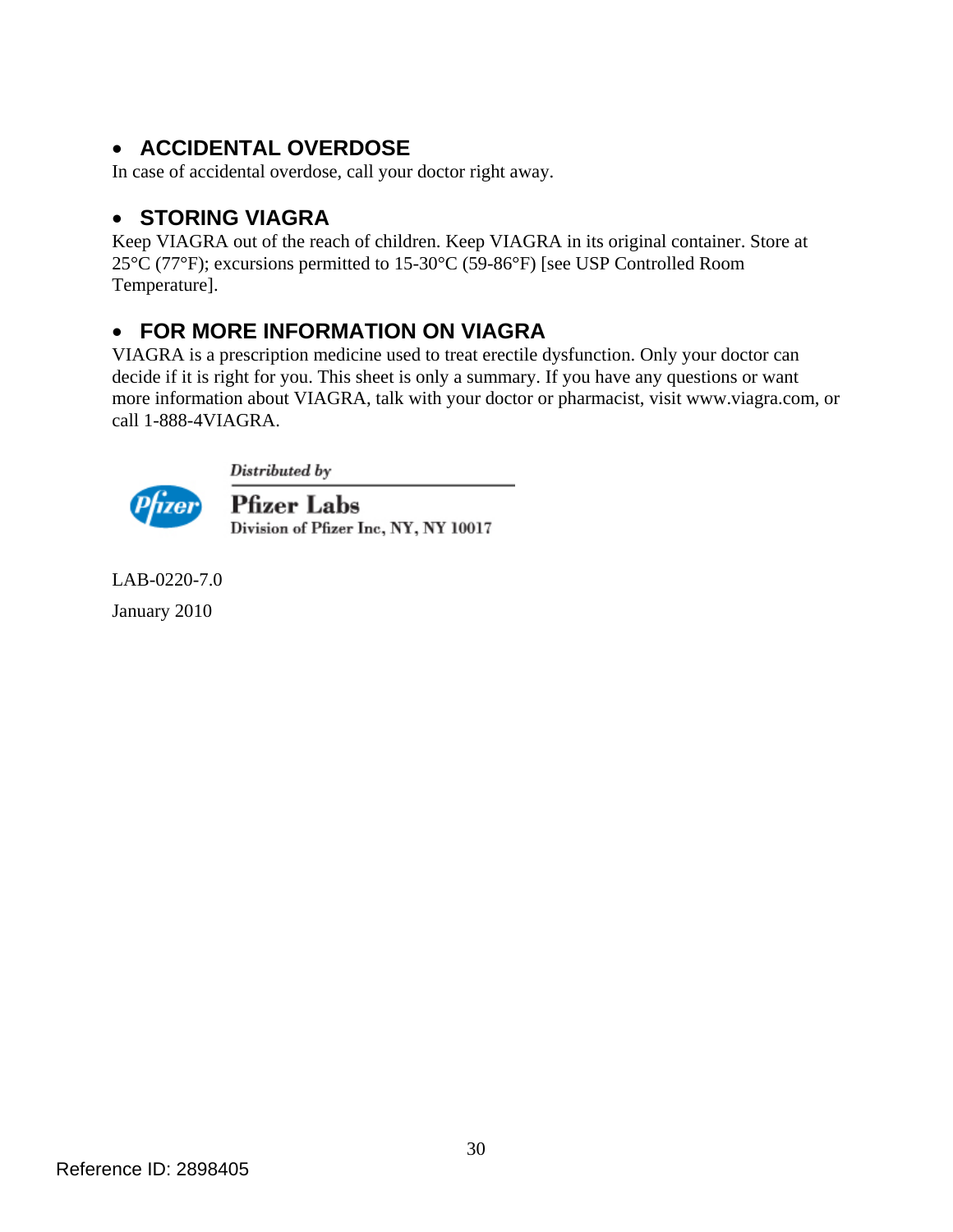- **ACCIDENTAL OVERDOSE**

In case of accidental overdose, call your doctor right away.

- **STORING VIAGRA**

Keep VIAGRA out of the reach of children. Keep VIAGRA in its original container. Store at 25°C (77°F); excursions permitted to 15-30°C (59-86°F) [see USP Controlled Room Temperature].

- **FOR MORE INFORMATION ON VIAGRA**

VIAGRA is a prescription medicine used to treat erectile dysfunction. Only your doctor can decide if it is right for you. This sheet is only a summary. If you have any questions or want more information about VIAGRA, talk with your doctor or pharmacist, visit www.viagra.com, or call 1-888-4VIAGRA.

*Distributed by*

**Pfizer Labs**
Division of Pfizer Inc, NY, NY 10017

LAB-0220-7.0

January 2010

Reference ID: 2898405